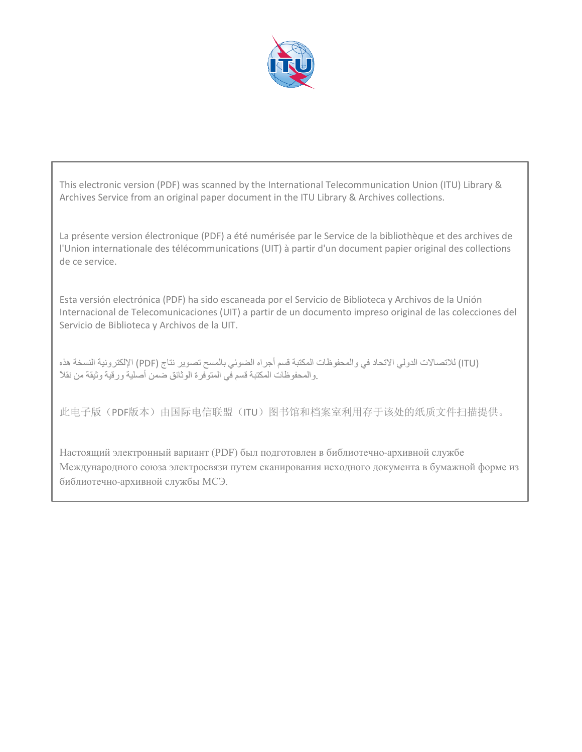This electronic version (PDF) was scanned by the International Telecommunication Union (ITU) Library & Archives Service from an original paper document in the ITU Library & Archives collections.

La présente version électronique (PDF) a été numérisée par le Service de la bibliothèque et des archives de l'Union internationale des télécommunications (UIT) à partir d'un document papier original des collections de ce service.

Esta versión electrónica (PDF) ha sido escaneada por el Servicio de Biblioteca y Archivos de la Unión Internacional de Telecomunicaciones (UIT) a partir de un documento impreso original de las colecciones del Servicio de Biblioteca y Archivos de la UIT.

هذه النسخة الإلكترونية (PDF) نتاج تصوير بالمسح الضوئي أجراه قسم المكتبة والمحفوظات في الاتحاد الدولي للاتصالات (ITU) نقلاً من وثيقة ورقية أصلية ضمن الوثائق المتوفرة في قسم المكتبة والمحفوظات.

此电子版（PDF版本）由国际电信联盟（ITU）图书馆和档案室利用存于该处的纸质文件扫描提供。

Настоящий электронный вариант (PDF) был подготовлен в библиотечно-архивной службе Международного союза электросвязи путем сканирования исходного документа в бумажной форме из библиотечно-архивной службы МСЭ.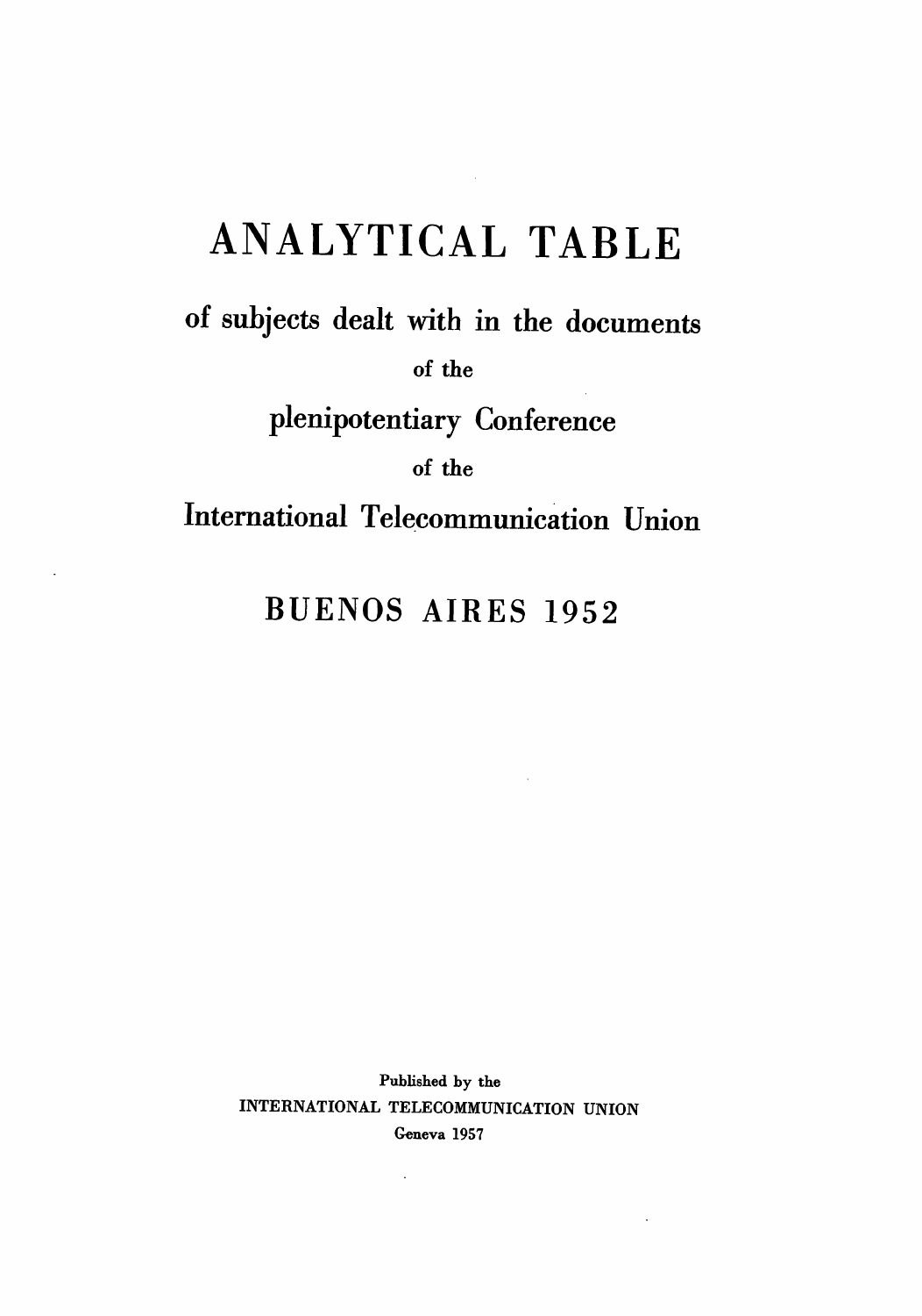# ANALYTICAL TABLE

of subjects dealt with in the documents

of the

plenipotentiary Conference

of the

International Telecommunication Union

## BUENOS AIRES 1952

Published by the
INTERNATIONAL TELECOMMUNICATION UNION
Geneva 1957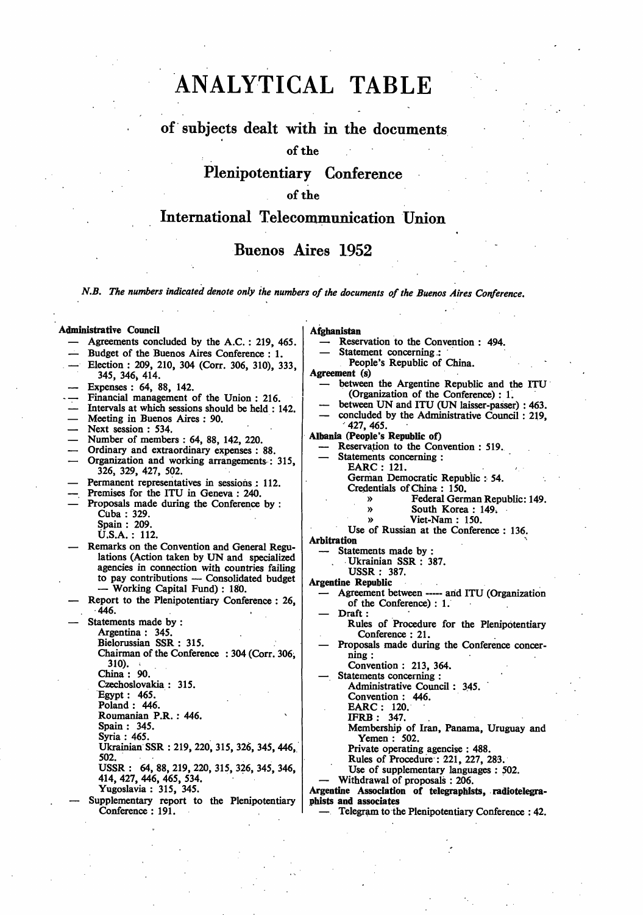# ANALYTICAL TABLE

## of subjects dealt with in the documents

### of the

## Plenipotentiary Conference

### of the

## International Telecommunication Union

## Buenos Aires 1952

*N.B. The numbers indicated denote only the numbers of the documents of the Buenos Aires Conference.*

**Administrative Council**
- — Agreements concluded by the A.C. : 219, 465.
- — Budget of the Buenos Aires Conference : 1.
- — Election : 209, 210, 304 (Corr. 306, 310), 333, 345, 346, 414.
- — Expenses : 64, 88, 142.
- — Financial management of the Union : 216.
- — Intervals at which sessions should be held : 142.
- — Meeting in Buenos Aires : 90.
- — Next session : 534.
- — Number of members : 64, 88, 142, 220.
- — Ordinary and extraordinary expenses : 88.
- — Organization and working arrangements : 315, 326, 329, 427, 502.
- — Permanent representatives in sessions : 112.
- — Premises for the ITU in Geneva : 240.
- — Proposals made during the Conference by :
  - Cuba : 329.
  - Spain : 209.
  - U.S.A. : 112.
- — Remarks on the Convention and General Regulations (Action taken by UN and specialized agencies in connection with countries failing to pay contributions — Consolidated budget — Working Capital Fund) : 180.
- — Report to the Plenipotentiary Conference : 26, 446.
- — Statements made by :
  - Argentina : 345.
  - Bielorussian SSR : 315.
  - Chairman of the Conference : 304 (Corr. 306, 310).
  - China : 90.
  - Czechoslovakia : 315.
  - Egypt : 465.
  - Poland : 446.
  - Roumanian P.R. : 446.
  - Spain : 345.
  - Syria : 465.
  - Ukrainian SSR : 219, 220, 315, 326, 345, 446, 502.
  - USSR : 64, 88, 219, 220, 315, 326, 345, 346, 414, 427, 446, 465, 534.
  - Yugoslavia : 315, 345.
- — Supplementary report to the Plenipotentiary Conference : 191.

**Afghanistan**
- — Reservation to the Convention : 494.
- — Statement concerning :
  - People's Republic of China.

**Agreement (s)**
- — between the Argentine Republic and the ITU (Organization of the Conference) : 1.
- — between UN and ITU (UN laisser-passer) : 463.
- — concluded by the Administrative Council : 219, 427, 465.

**Albania (People's Republic of)**
- — Reservation to the Convention : 519.
- — Statements concerning :
  - EARC : 121.
  - German Democratic Republic : 54.
  - Credentials of China : 150.
  - » Federal German Republic: 149.
  - » South Korea : 149.
  - » Viet-Nam : 150.
  - Use of Russian at the Conference : 136.

**Arbitration**
- — Statements made by :
  - Ukrainian SSR : 387.
  - USSR : 387.

**Argentine Republic**
- — Agreement between ----- and ITU (Organization of the Conference) : 1.
- — Draft :
  - Rules of Procedure for the Plenipotentiary Conference : 21.
- — Proposals made during the Conference concerning :
  - Convention : 213, 364.
- — Statements concerning :
  - Administrative Council : 345.
  - Convention : 446.
  - EARC : 120.
  - IFRB : 347.
  - Membership of Iran, Panama, Uruguay and Yemen : 502.
  - Private operating agencise : 488.
  - Rules of Procedure : 221, 227, 283.
  - Use of supplementary languages : 502.
- — Withdrawal of proposals : 206.

**Argentine Association of telegraphists, radiotelegraphists and associates**
- — Telegram to the Plenipotentiary Conference : 42.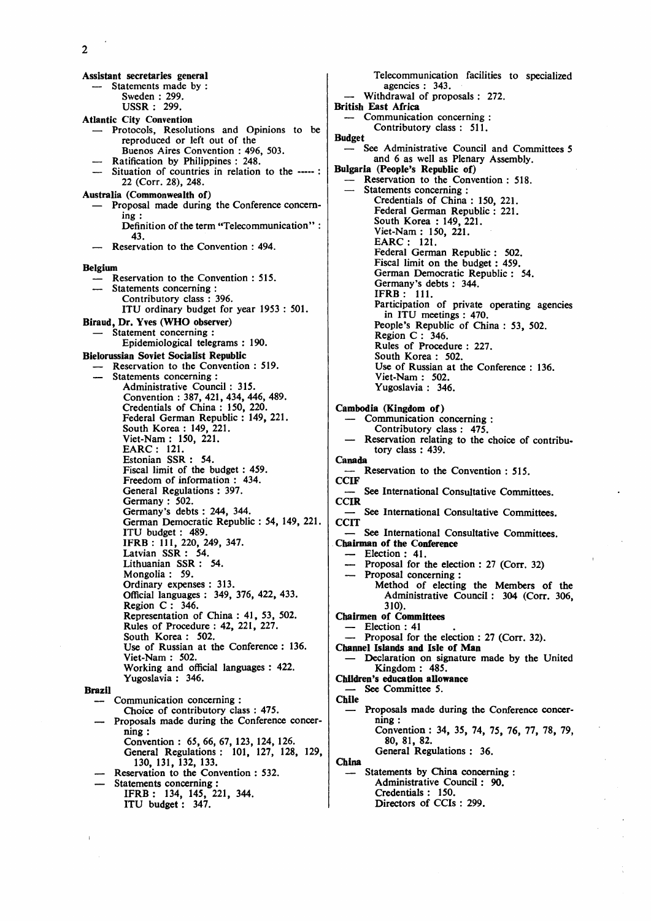**Assistant secretaries general**
- Statements made by :
  - Sweden : 299.
  - USSR : 299.

**Atlantic City Convention**
- Protocols, Resolutions and Opinions to be reproduced or left out of the Buenos Aires Convention : 496, 503.
- Ratification by Philippines : 248.
- Situation of countries in relation to the ----- : 22 (Corr. 28), 248.

**Australia (Commonwealth of)**
- Proposal made during the Conference concerning :
  - Definition of the term "Telecommunication" : 43.
- Reservation to the Convention : 494.

**Belgium**
- Reservation to the Convention : 515.
- Statements concerning :
  - Contributory class : 396.
  - ITU ordinary budget for year 1953 : 501.

**Biraud, Dr. Yves (WHO observer)**
- Statement concerning :
  - Epidemiological telegrams : 190.

**Bielorussian Soviet Socialist Republic**
- Reservation to the Convention : 519.
- Statements concerning :
  - Administrative Council : 315.
  - Convention : 387, 421, 434, 446, 489.
  - Credentials of China : 150, 220.
  - Federal German Republic : 149, 221.
  - South Korea : 149, 221.
  - Viet-Nam : 150, 221.
  - EARC : 121.
  - Estonian SSR : 54.
  - Fiscal limit of the budget : 459.
  - Freedom of information : 434.
  - General Regulations : 397.
  - Germany : 502.
  - Germany's debts : 244, 344.
  - German Democratic Republic : 54, 149, 221.
  - ITU budget : 489.
  - IFRB : 111, 220, 249, 347.
  - Latvian SSR : 54.
  - Lithuanian SSR : 54.
  - Mongolia : 59.
  - Ordinary expenses : 313.
  - Official languages : 349, 376, 422, 433.
  - Region C : 346.
  - Representation of China : 41, 53, 502.
  - Rules of Procedure : 42, 221, 227.
  - South Korea : 502.
  - Use of Russian at the Conference : 136.
  - Viet-Nam : 502.
  - Working and official languages : 422.
  - Yugoslavia : 346.

**Brazil**
- Communication concerning :
  - Choice of contributory class : 475.
- Proposals made during the Conference concerning :
  - Convention : 65, 66, 67, 123, 124, 126.
  - General Regulations : 101, 127, 128, 129, 130, 131, 132, 133.
- Reservation to the Convention : 532.
- Statements concerning :
  - IFRB : 134, 145, 221, 344.
  - ITU budget : 347.
  - Telecommunication facilities to specialized agencies : 343.
- Withdrawal of proposals : 272.

**British East Africa**
- Communication concerning :
  - Contributory class : 511.

**Budget**
- See Administrative Council and Committees 5 and 6 as well as Plenary Assembly.

**Bulgaria (People's Republic of)**
- Reservation to the Convention : 518.
- Statements concerning :
  - Credentials of China : 150, 221.
  - Federal German Republic : 221.
  - South Korea : 149, 221.
  - Viet-Nam : 150, 221.
  - EARC : 121.
  - Federal German Republic : 502.
  - Fiscal limit on the budget : 459.
  - German Democratic Republic : 54.
  - Germany's debts : 344.
  - IFRB : 111.
  - Participation of private operating agencies in ITU meetings : 470.
  - People's Republic of China : 53, 502.
  - Region C : 346.
  - Rules of Procedure : 227.
  - South Korea : 502.
  - Use of Russian at the Conference : 136.
  - Viet-Nam : 502.
  - Yugoslavia : 346.

**Cambodia (Kingdom of)**
- Communication concerning :
  - Contributory class : 475.
- Reservation relating to the choice of contributory class : 439.

**Canada**
- Reservation to the Convention : 515.

**CCIF**
- See International Consultative Committees.

**CCIR**
- See International Consultative Committees.

**CCIT**
- See International Consultative Committees.

**Chairman of the Conference**
- Election : 41.
- Proposal for the election : 27 (Corr. 32)
- Proposal concerning :
  - Method of electing the Members of the Administrative Council : 304 (Corr. 306, 310).

**Chairmen of Committees**
- Election : 41
- Proposal for the election : 27 (Corr. 32).

**Channel Islands and Isle of Man**
- Declaration on signature made by the United Kingdom : 485.

**Children's education allowance**
- See Committee 5.

**Chile**
- Proposals made during the Conference concerning :
  - Convention : 34, 35, 74, 75, 76, 77, 78, 79, 80, 81, 82.
  - General Regulations : 36.

**China**
- Statements by China concerning :
  - Administrative Council : 90.
  - Credentials : 150.
  - Directors of CCIs : 299.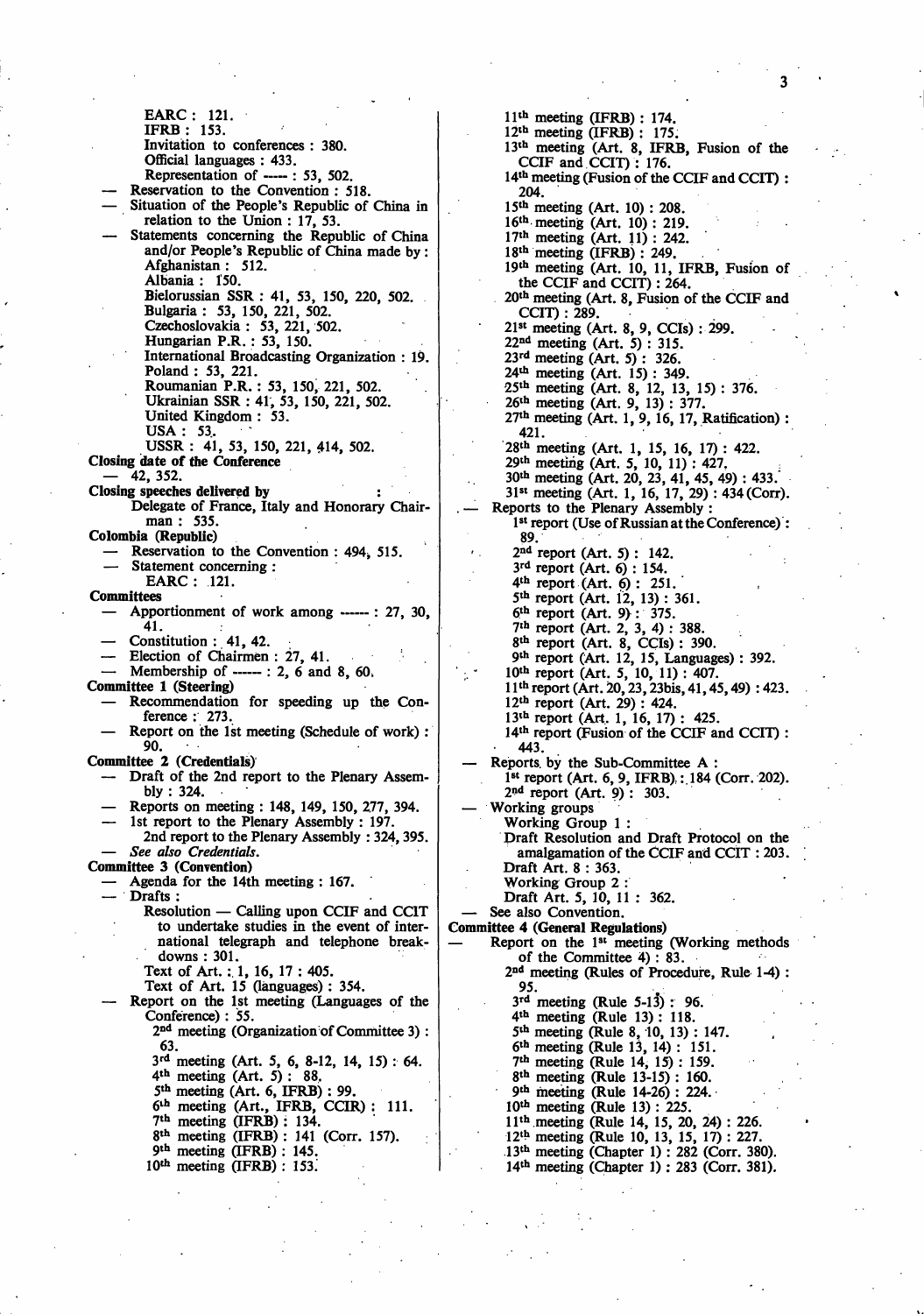EARC : 121.
IFRB : 153.
Invitation to conferences : 380.
Official languages : 433.
Representation of ----- : 53, 502.

- Reservation to the Convention : 518.
- Situation of the People's Republic of China in relation to the Union : 17, 53.
- Statements concerning the Republic of China and/or People's Republic of China made by :
  - Afghanistan : 512.
  - Albania : 150.
  - Bielorussian SSR : 41, 53, 150, 220, 502.
  - Bulgaria : 53, 150, 221, 502.
  - Czechoslovakia : 53, 221, 502.
  - Hungarian P.R. : 53, 150.
  - International Broadcasting Organization : 19.
  - Poland : 53, 221.
  - Roumanian P.R. : 53, 150, 221, 502.
  - Ukrainian SSR : 41, 53, 150, 221, 502.
  - United Kingdom : 53.
  - USA : 53.
  - USSR : 41, 53, 150, 221, 414, 502.

**Closing date of the Conference**
- 42, 352.

**Closing speeches delivered by** :
Delegate of France, Italy and Honorary Chairman : 535.

**Colombia (Republic)**
- Reservation to the Convention : 494, 515.
- Statement concerning :
  EARC : 121.

**Committees**
- Apportionment of work among ------ : 27, 30, 41.
- Constitution : 41, 42.
- Election of Chairmen : 27, 41.
- Membership of ------ : 2, 6 and 8, 60.

**Committee 1 (Steering)**
- Recommendation for speeding up the Conference : 273.
- Report on the 1st meeting (Schedule of work) : 90.

**Committee 2 (Credentials)**
- Draft of the 2nd report to the Plenary Assembly : 324.
- Reports on meeting : 148, 149, 150, 277, 394.
- 1st report to the Plenary Assembly : 197.
  2nd report to the Plenary Assembly : 324, 395.
- *See also Credentials.*

**Committee 3 (Convention)**
- Agenda for the 14th meeting : 167.
- Drafts :
  Resolution — Calling upon CCIF and CCIT to undertake studies in the event of international telegraph and telephone breakdowns : 301.
  Text of Art. : 1, 16, 17 : 405.
  Text of Art. 15 (languages) : 354.
- Report on the 1st meeting (Languages of the Conference) : 55.
  2nd meeting (Organization of Committee 3) : 63.
  3rd meeting (Art. 5, 6, 8-12, 14, 15) : 64.
  4th meeting (Art. 5) : 88.
  5th meeting (Art. 6, IFRB) : 99.
  6th meeting (Art., IFRB, CCIR) : 111.
  7th meeting (IFRB) : 134.
  8th meeting (IFRB) : 141 (Corr. 157).
  9th meeting (IFRB) : 145.
  10th meeting (IFRB) : 153.
  11th meeting (IFRB) : 174.
  12th meeting (IFRB) : 175.
  13th meeting (Art. 8, IFRB, Fusion of the CCIF and CCIT) : 176.
  14th meeting (Fusion of the CCIF and CCIT) : 204.
  15th meeting (Art. 10) : 208.
  16th meeting (Art. 10) : 219.
  17th meeting (Art. 11) : 242.
  18th meeting (IFRB) : 249.
  19th meeting (Art. 10, 11, IFRB, Fusion of the CCIF and CCIT) : 264.
  20th meeting (Art. 8, Fusion of the CCIF and CCIT) : 289.
  21st meeting (Art. 8, 9, CCIs) : 299.
  22nd meeting (Art. 5) : 315.
  23rd meeting (Art. 5) : 326.
  24th meeting (Art. 15) : 349.
  25th meeting (Art. 8, 12, 13, 15) : 376.
  26th meeting (Art. 9, 13) : 377.
  27th meeting (Art. 1, 9, 16, 17, Ratification) : 421.
  28th meeting (Art. 1, 15, 16, 17) : 422.
  29th meeting (Art. 5, 10, 11) : 427.
  30th meeting (Art. 20, 23, 41, 45, 49) : 433.
  31st meeting (Art. 1, 16, 17, 29) : 434 (Corr).
- Reports to the Plenary Assembly :
  1st report (Use of Russian at the Conference) : 89.
  2nd report (Art. 5) : 142.
  3rd report (Art. 6) : 154.
  4th report (Art. 6) : 251.
  5th report (Art. 12, 13) : 361.
  6th report (Art. 9) : 375.
  7th report (Art. 2, 3, 4) : 388.
  8th report (Art. 8, CCIs) : 390.
  9th report (Art. 12, 15, Languages) : 392.
  10th report (Art. 5, 10, 11) : 407.
  11th report (Art. 20, 23, 23bis, 41, 45, 49) : 423.
  12th report (Art. 29) : 424.
  13th report (Art. 1, 16, 17) : 425.
  14th report (Fusion of the CCIF and CCIT) : 443.
- Reports by the Sub-Committee A :
  1st report (Art. 6, 9, IFRB) : 184 (Corr. 202).
  2nd report (Art. 9) : 303.
- Working groups
  Working Group 1 :
  Draft Resolution and Draft Protocol on the amalgamation of the CCIF and CCIT : 203.
  Draft Art. 8 : 363.
  Working Group 2 :
  Draft Art. 5, 10, 11 : 362.
- See also Convention.

**Committee 4 (General Regulations)**
- Report on the 1st meeting (Working methods of the Committee 4) : 83.
  2nd meeting (Rules of Procedure, Rule 1-4) : 95.
  3rd meeting (Rule 5-13) : 96.
  4th meeting (Rule 13) : 118.
  5th meeting (Rule 8, 10, 13) : 147.
  6th meeting (Rule 13, 14) : 151.
  7th meeting (Rule 14, 15) : 159.
  8th meeting (Rule 13-15) : 160.
  9th meeting (Rule 14-26) : 224.
  10th meeting (Rule 13) : 225.
  11th meeting (Rule 14, 15, 20, 24) : 226.
  12th meeting (Rule 10, 13, 15, 17) : 227.
  13th meeting (Chapter 1) : 282 (Corr. 380).
  14th meeting (Chapter 1) : 283 (Corr. 381).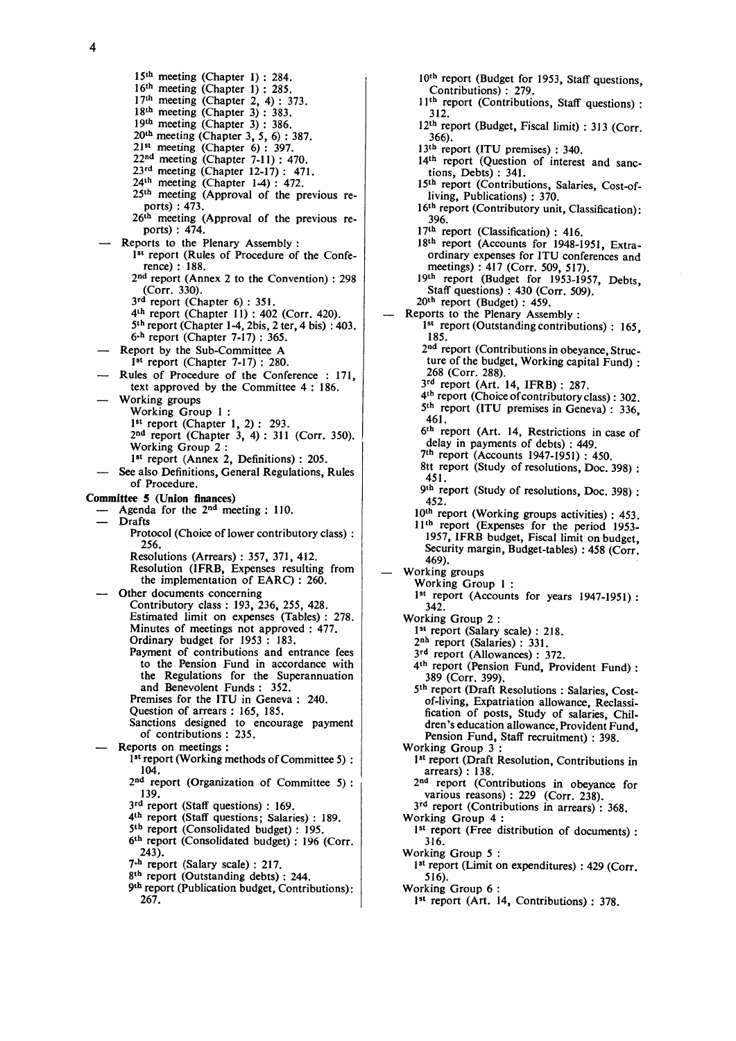15th meeting (Chapter 1) : 284.
16th meeting (Chapter 1) : 285.
17th meeting (Chapter 2, 4) : 373.
18th meeting (Chapter 3) : 383.
19th meeting (Chapter 3) : 386.
20th meeting (Chapter 3, 5, 6) : 387.
21st meeting (Chapter 6) : 397.
22nd meeting (Chapter 7-11) : 470.
23rd meeting (Chapter 12-17) : 471.
24th meeting (Chapter 1-4) : 472.
25th meeting (Approval of the previous reports) : 473.
26th meeting (Approval of the previous reports) : 474.

— Reports to the Plenary Assembly :
1st report (Rules of Procedure of the Conference) : 188.
2nd report (Annex 2 to the Convention) : 298 (Corr. 330).
3rd report (Chapter 6) : 351.
4th report (Chapter 11) : 402 (Corr. 420).
5th report (Chapter 1-4, 2bis, 2 ter, 4 bis) : 403.
6th report (Chapter 7-17) : 365.

— Report by the Sub-Committee A
1st report (Chapter 7-17) : 280.

— Rules of Procedure of the Conference : 171, text approved by the Committee 4 : 186.

— Working groups
Working Group 1 :
1st report (Chapter 1, 2) : 293.
2nd report (Chapter 3, 4) : 311 (Corr. 350).
Working Group 2 :
1st report (Annex 2, Definitions) : 205.

— See also Definitions, General Regulations, Rules of Procedure.

**Committee 5 (Union finances)**

— Agenda for the 2nd meeting : 110.

— Drafts
Protocol (Choice of lower contributory class) : 256.
Resolutions (Arrears) : 357, 371, 412.
Resolution (IFRB, Expenses resulting from the implementation of EARC) : 260.

— Other documents concerning
Contributory class : 193, 236, 255, 428.
Estimated limit on expenses (Tables) : 278.
Minutes of meetings not approved : 477.
Ordinary budget for 1953 : 183.
Payment of contributions and entrance fees to the Pension Fund in accordance with the Regulations for the Superannuation and Benevolent Funds : 352.
Premises for the ITU in Geneva : 240.
Question of arrears : 165, 185.
Sanctions designed to encourage payment of contributions : 235.

— Reports on meetings :
1st report (Working methods of Committee 5) : 104.
2nd report (Organization of Committee 5) : 139.
3rd report (Staff questions) : 169.
4th report (Staff questions; Salaries) : 189.
5th report (Consolidated budget) : 195.
6th report (Consolidated budget) : 196 (Corr. 243).
7th report (Salary scale) : 217.
8th report (Outstanding debts) : 244.
9th report (Publication budget, Contributions): 267.
10th report (Budget for 1953, Staff questions, Contributions) : 279.
11th report (Contributions, Staff questions) : 312.
12th report (Budget, Fiscal limit) : 313 (Corr. 366).
13th report (ITU premises) : 340.
14th report (Question of interest and sanctions, Debts) : 341.
15th report (Contributions, Salaries, Cost-of-living, Publications) : 370.
16th report (Contributory unit, Classification): 396.
17th report (Classification) : 416.
18th report (Accounts for 1948-1951, Extraordinary expenses for ITU conferences and meetings) : 417 (Corr. 509, 517).
19th report (Budget for 1953-1957, Debts, Staff questions) : 430 (Corr. 509).
20th report (Budget) : 459.

— Reports to the Plenary Assembly :
1st report (Outstanding contributions) : 165, 185.
2nd report (Contributions in obeyance, Structure of the budget, Working capital Fund) : 268 (Corr. 288).
3rd report (Art. 14, IFRB) : 287.
4th report (Choice of contributory class) : 302.
5th report (ITU premises in Geneva) : 336, 461.
6th report (Art. 14, Restrictions in case of delay in payments of debts) : 449.
7th report (Accounts 1947-1951) : 450.
8tt report (Study of resolutions, Doc. 398) : 451.
9th report (Study of resolutions, Doc. 398) : 452.
10th report (Working groups activities) : 453.
11th report (Expenses for the period 1953-1957, IFRB budget, Fiscal limit on budget, Security margin, Budget-tables) : 458 (Corr. 469).

— Working groups
Working Group 1 :
1st report (Accounts for years 1947-1951) : 342.
Working Group 2 :
1st report (Salary scale) : 218.
2nh report (Salaries) : 331.
3rd report (Allowances) : 372.
4th report (Pension Fund, Provident Fund) : 389 (Corr. 399).
5th report (Draft Resolutions : Salaries, Cost-of-living, Expatriation allowance, Reclassification of posts, Study of salaries, Children's education allowance, Provident Fund, Pension Fund, Staff recruitment) : 398.
Working Group 3 :
1st report (Draft Resolution, Contributions in arrears) : 138.
2nd report (Contributions in obeyance for various reasons) : 229 (Corr. 238).
3rd report (Contributions in arrears) : 368.
Working Group 4 :
1st report (Free distribution of documents) : 316.
Working Group 5 :
1st report (Limit on expenditures) : 429 (Corr. 516).
Working Group 6 :
1st report (Art. 14, Contributions) : 378.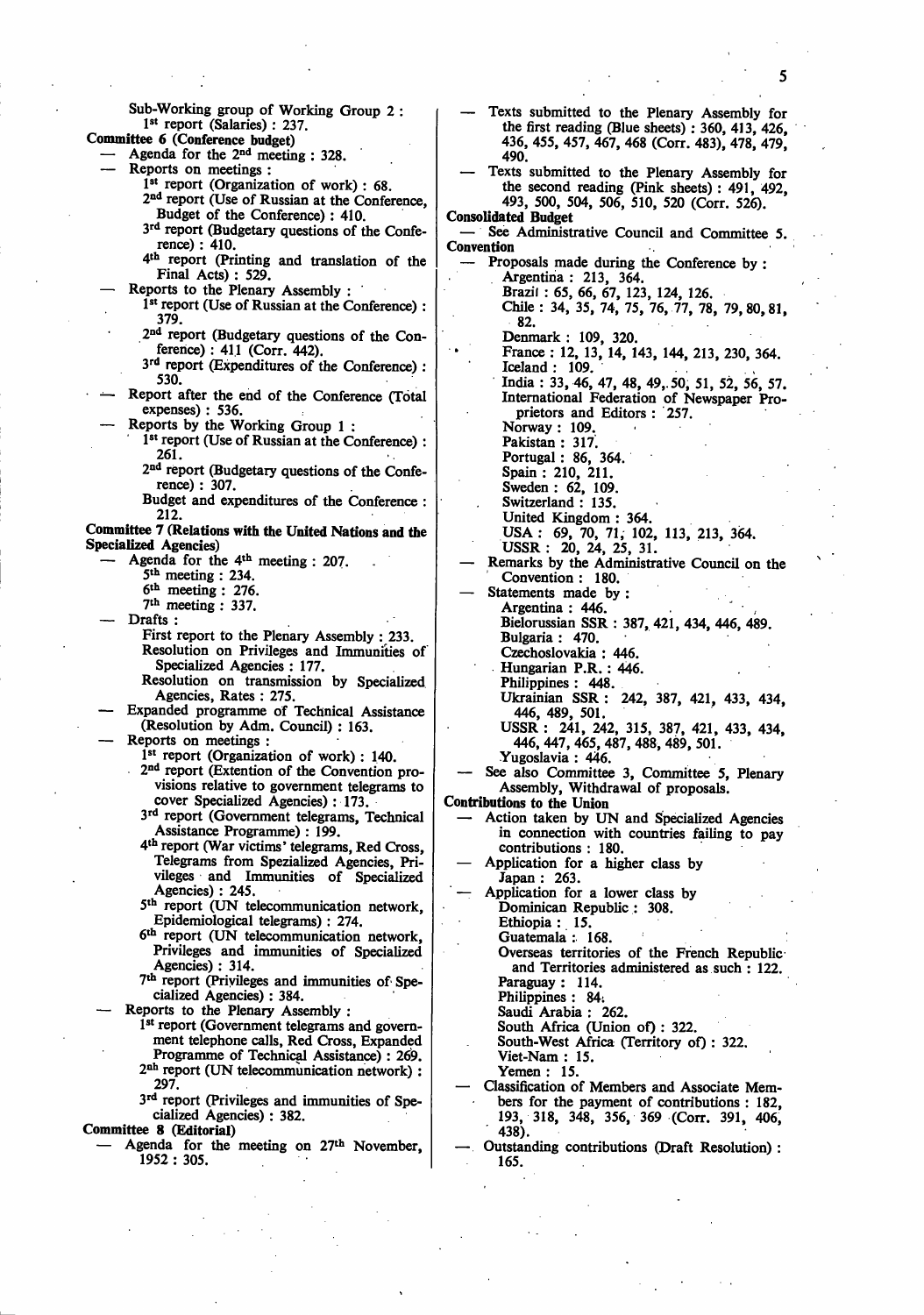Sub-Working group of Working Group 2 :
- 1st report (Salaries) : 237.

**Committee 6 (Conference budget)**

- — Agenda for the 2nd meeting : 328.
- — Reports on meetings :
  - 1st report (Organization of work) : 68.
  - 2nd report (Use of Russian at the Conference, Budget of the Conference) : 410.
  - 3rd report (Budgetary questions of the Conference) : 410.
  - 4th report (Printing and translation of the Final Acts) : 529.
- — Reports to the Plenary Assembly :
  - 1st report (Use of Russian at the Conference) : 379.
  - 2nd report (Budgetary questions of the Conference) : 411 (Corr. 442).
  - 3rd report (Expenditures of the Conference) : 530.
- — Report after the end of the Conference (Total expenses) : 536.
- — Reports by the Working Group 1 :
  - 1st report (Use of Russian at the Conference) : 261.
  - 2nd report (Budgetary questions of the Conference) : 307.
  - Budget and expenditures of the Conference : 212.

**Committee 7 (Relations with the United Nations and the Specialized Agencies)**

- — Agenda for the 4th meeting : 207.
  - 5th meeting : 234.
  - 6th meeting : 276.
  - 7th meeting : 337.
- — Drafts :
  - First report to the Plenary Assembly : 233.
  - Resolution on Privileges and Immunities of Specialized Agencies : 177.
  - Resolution on transmission by Specialized Agencies, Rates : 275.
- — Expanded programme of Technical Assistance (Resolution by Adm. Council) : 163.
- — Reports on meetings :
  - 1st report (Organization of work) : 140.
  - 2nd report (Extention of the Convention provisions relative to government telegrams to cover Specialized Agencies) : 173.
  - 3rd report (Government telegrams, Technical Assistance Programme) : 199.
  - 4th report (War victims' telegrams, Red Cross, Telegrams from Spezialized Agencies, Privileges and Immunities of Specialized Agencies) : 245.
  - 5th report (UN telecommunication network, Epidemiological telegrams) : 274.
  - 6th report (UN telecommunication network, Privileges and immunities of Specialized Agencies) : 314.
  - 7th report (Privileges and immunities of Specialized Agencies) : 384.
- — Reports to the Plenary Assembly :
  - 1st report (Government telegrams and government telephone calls, Red Cross, Expanded Programme of Technical Assistance) : 269.
  - 2nh report (UN telecommunication network) : 297.
  - 3rd report (Privileges and immunities of Specialized Agencies) : 382.

**Committee 8 (Editorial)**

- — Agenda for the meeting on 27th November, 1952 : 305.
- — Texts submitted to the Plenary Assembly for the first reading (Blue sheets) : 360, 413, 426, 436, 455, 457, 467, 468 (Corr. 483), 478, 479, 490.
- — Texts submitted to the Plenary Assembly for the second reading (Pink sheets) : 491, 492, 493, 500, 504, 506, 510, 520 (Corr. 526).

**Consolidated Budget**

- — See Administrative Council and Committee 5.

**Convention**

- — Proposals made during the Conference by :
  - Argentina : 213, 364.
  - Brazil : 65, 66, 67, 123, 124, 126.
  - Chile : 34, 35, 74, 75, 76, 77, 78, 79, 80, 81, 82.
  - Denmark : 109, 320.
  - France : 12, 13, 14, 143, 144, 213, 230, 364.
  - Iceland : 109.
  - India : 33, 46, 47, 48, 49, 50, 51, 52, 56, 57.
  - International Federation of Newspaper Proprietors and Editors : 257.
  - Norway : 109.
  - Pakistan : 317.
  - Portugal : 86, 364.
  - Spain : 210, 211.
  - Sweden : 62, 109.
  - Switzerland : 135.
  - United Kingdom : 364.
  - USA : 69, 70, 71, 102, 113, 213, 364.
  - USSR : 20, 24, 25, 31.
- — Remarks by the Administrative Council on the Convention : 180.
- — Statements made by :
  - Argentina : 446.
  - Bielorussian SSR : 387, 421, 434, 446, 489.
  - Bulgaria : 470.
  - Czechoslovakia : 446.
  - Hungarian P.R. : 446.
  - Philippines : 448.
  - Ukrainian SSR : 242, 387, 421, 433, 434, 446, 489, 501.
  - USSR : 241, 242, 315, 387, 421, 433, 434, 446, 447, 465, 487, 488, 489, 501.
  - Yugoslavia : 446.
- — See also Committee 3, Committee 5, Plenary Assembly, Withdrawal of proposals.

**Contributions to the Union**

- — Action taken by UN and Specialized Agencies in connection with countries failing to pay contributions : 180.
- — Application for a higher class by
  - Japan : 263.
- — Application for a lower class by
  - Dominican Republic : 308.
  - Ethiopia : 15.
  - Guatemala : 168.
  - Overseas territories of the French Republic and Territories administered as such : 122.
  - Paraguay : 114.
  - Philippines : 84.
  - Saudi Arabia : 262.
  - South Africa (Union of) : 322.
  - South-West Africa (Territory of) : 322.
  - Viet-Nam : 15.
  - Yemen : 15.
- — Classification of Members and Associate Members for the payment of contributions : 182, 193, 318, 348, 356, 369 (Corr. 391, 406, 438).
- — Outstanding contributions (Draft Resolution) : 165.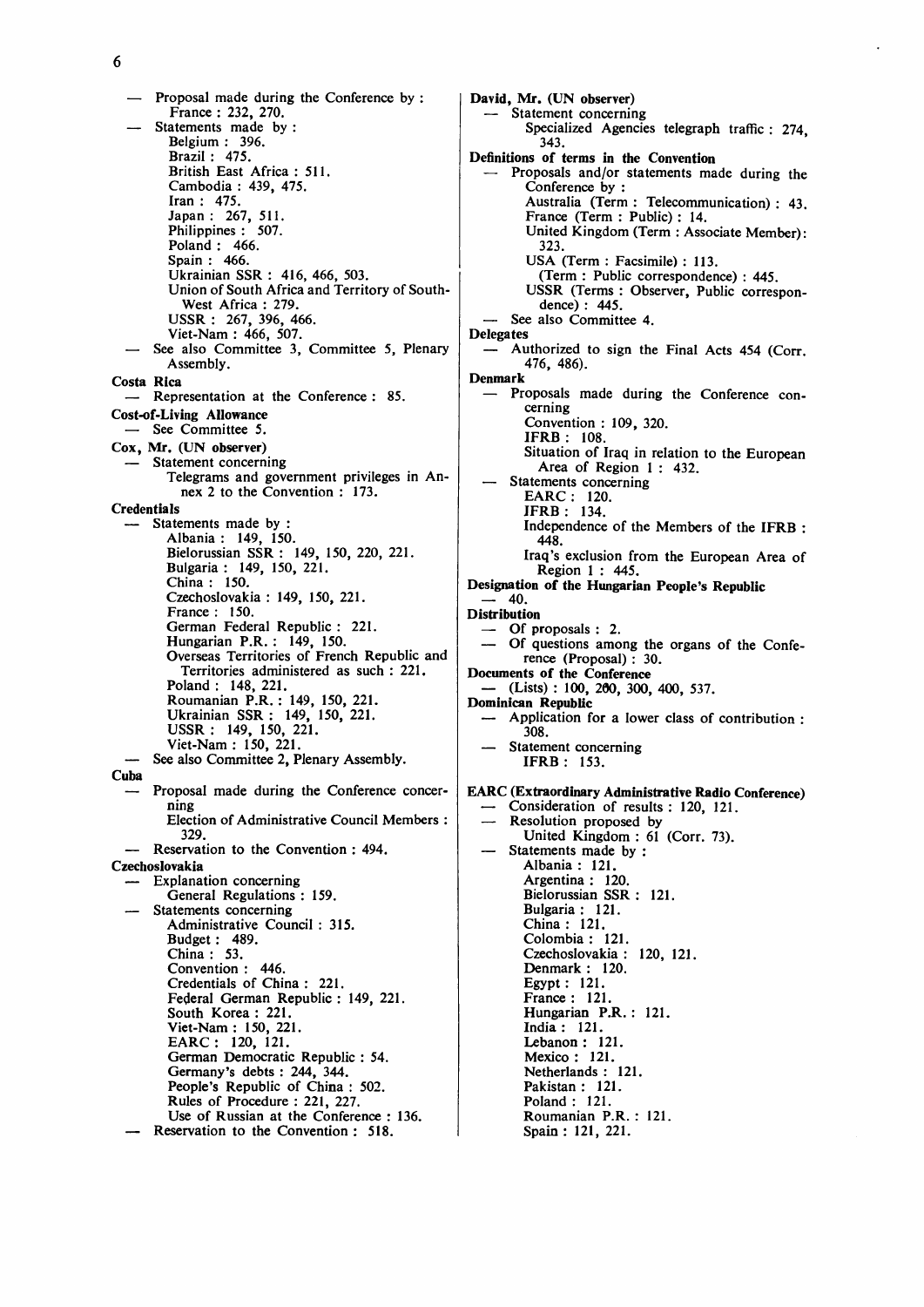- Proposal made during the Conference by :
  - France : 232, 270.
- Statements made by :
  - Belgium : 396.
  - Brazil : 475.
  - British East Africa : 511.
  - Cambodia : 439, 475.
  - Iran : 475.
  - Japan : 267, 511.
  - Philippines : 507.
  - Poland : 466.
  - Spain : 466.
  - Ukrainian SSR : 416, 466, 503.
  - Union of South Africa and Territory of South-West Africa : 279.
  - USSR : 267, 396, 466.
  - Viet-Nam : 466, 507.
- See also Committee 3, Committee 5, Plenary Assembly.

**Costa Rica**
- Representation at the Conference : 85.

**Cost-of-Living Allowance**
- See Committee 5.

**Cox, Mr. (UN observer)**
- Statement concerning
  - Telegrams and government privileges in Annex 2 to the Convention : 173.

**Credentials**
- Statements made by :
  - Albania : 149, 150.
  - Bielorussian SSR : 149, 150, 220, 221.
  - Bulgaria : 149, 150, 221.
  - China : 150.
  - Czechoslovakia : 149, 150, 221.
  - France : 150.
  - German Federal Republic : 221.
  - Hungarian P.R. : 149, 150.
  - Overseas Territories of French Republic and Territories administered as such : 221.
  - Poland : 148, 221.
  - Roumanian P.R. : 149, 150, 221.
  - Ukrainian SSR : 149, 150, 221.
  - USSR : 149, 150, 221.
  - Viet-Nam : 150, 221.
- See also Committee 2, Plenary Assembly.

**Cuba**
- Proposal made during the Conference concerning
  - Election of Administrative Council Members : 329.
- Reservation to the Convention : 494.

**Czechoslovakia**
- Explanation concerning
  - General Regulations : 159.
- Statements concerning
  - Administrative Council : 315.
  - Budget : 489.
  - China : 53.
  - Convention : 446.
  - Credentials of China : 221.
  - Federal German Republic : 149, 221.
  - South Korea : 221.
  - Viet-Nam : 150, 221.
  - EARC : 120, 121.
  - German Democratic Republic : 54.
  - Germany's debts : 244, 344.
  - People's Republic of China : 502.
  - Rules of Procedure : 221, 227.
  - Use of Russian at the Conference : 136.
- Reservation to the Convention : 518.

**David, Mr. (UN observer)**
- Statement concerning
  - Specialized Agencies telegraph traffic : 274, 343.

**Definitions of terms in the Convention**
- Proposals and/or statements made during the Conference by :
  - Australia (Term : Telecommunication) : 43.
  - France (Term : Public) : 14.
  - United Kingdom (Term : Associate Member): 323.
  - USA (Term : Facsimile) : 113.
    - (Term : Public correspondence) : 445.
  - USSR (Terms : Observer, Public correspondence) : 445.
- See also Committee 4.

**Delegates**
- Authorized to sign the Final Acts 454 (Corr. 476, 486).

**Denmark**
- Proposals made during the Conference concerning
  - Convention : 109, 320.
  - IFRB : 108.
  - Situation of Iraq in relation to the European Area of Region 1 : 432.
- Statements concerning
  - EARC : 120.
  - IFRB : 134.
  - Independence of the Members of the IFRB : 448.
  - Iraq's exclusion from the European Area of Region 1 : 445.

**Designation of the Hungarian People's Republic**
- 40.

**Distribution**
- Of proposals : 2.
- Of questions among the organs of the Conference (Proposal) : 30.

**Documents of the Conference**
- (Lists) : 100, 200, 300, 400, 537.

**Dominican Republic**
- Application for a lower class of contribution : 308.
- Statement concerning
  - IFRB : 153.

**EARC (Extraordinary Administrative Radio Conference)**
- Consideration of results : 120, 121.
- Resolution proposed by
  - United Kingdom : 61 (Corr. 73).
- Statements made by :
  - Albania : 121.
  - Argentina : 120.
  - Bielorussian SSR : 121.
  - Bulgaria : 121.
  - China : 121.
  - Colombia : 121.
  - Czechoslovakia : 120, 121.
  - Denmark : 120.
  - Egypt : 121.
  - France : 121.
  - Hungarian P.R. : 121.
  - India : 121.
  - Lebanon : 121.
  - Mexico : 121.
  - Netherlands : 121.
  - Pakistan : 121.
  - Poland : 121.
  - Roumanian P.R. : 121.
  - Spain : 121, 221.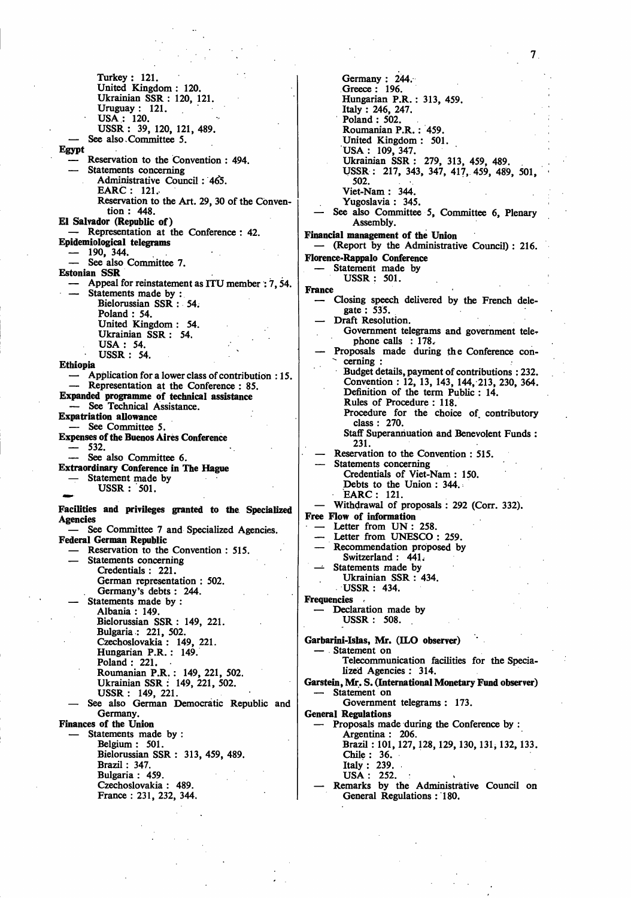Turkey : 121.
United Kingdom : 120.
Ukrainian SSR : 120, 121.
Uruguay : 121.
USA : 120.
USSR : 39, 120, 121, 489.
— See also Committee 5.

**Egypt**
— Reservation to the Convention : 494.
— Statements concerning
Administrative Council : 465.
EARC : 121.
Reservation to the Art. 29, 30 of the Convention : 448.

**El Salvador (Republic of)**
— Representation at the Conference : 42.

**Epidemiological telegrams**
— 190, 344.
— See also Committee 7.

**Estonian SSR**
— Appeal for reinstatement as ITU member : 7, 54.
— Statements made by :
Bielorussian SSR : 54.
Poland : 54.
United Kingdom : 54.
Ukrainian SSR : 54.
USA : 54.
USSR : 54.

**Ethiopia**
— Application for a lower class of contribution : 15.
— Representation at the Conference : 85.

**Expanded programme of technical assistance**
— See Technical Assistance.

**Expatriation allowance**
— See Committee 5.

**Expenses of the Buenos Aires Conference**
— 532.
— See also Committee 6.

**Extraordinary Conference in The Hague**
— Statement made by
USSR : 501.

**Facilities and privileges granted to the Specialized Agencies**
— See Committee 7 and Specialized Agencies.

**Federal German Republic**
— Reservation to the Convention : 515.
— Statements concerning
Credentials : 221.
German representation : 502.
Germany's debts : 244.
— Statements made by :
Albania : 149.
Bielorussian SSR : 149, 221.
Bulgaria : 221, 502.
Czechoslovakia : 149, 221.
Hungarian P.R. : 149.
Poland : 221.
Roumanian P.R. : 149, 221, 502.
Ukrainian SSR : 149, 221, 502.
USSR : 149, 221.
— See also German Democratic Republic and Germany.

**Finances of the Union**
— Statements made by :
Belgium : 501.
Bielorussian SSR : 313, 459, 489.
Brazil : 347.
Bulgaria : 459.
Czechoslovakia : 489.
France : 231, 232, 344.
Germany : 244.
Greece : 196.
Hungarian P.R. : 313, 459.
Italy : 246, 247.
Poland : 502.
Roumanian P.R. : 459.
United Kingdom : 501.
USA : 109, 347.
Ukrainian SSR : 279, 313, 459, 489.
USSR : 217, 343, 347, 417, 459, 489, 501, 502.
Viet-Nam : 344.
Yugoslavia : 345.
— See also Committee 5, Committee 6, Plenary Assembly.

**Financial management of the Union**
— (Report by the Administrative Council) : 216.

**Florence-Rappalo Conference**
— Statement made by
USSR : 501.

**France**
— Closing speech delivered by the French delegate : 535.
— Draft Resolution.
Government telegrams and government telephone calls : 178.
— Proposals made during the Conference concerning :
Budget details, payment of contributions : 232.
Convention : 12, 13, 143, 144, 213, 230, 364.
Definition of the term Public : 14.
Rules of Procedure : 118.
Procedure for the choice of contributory class : 270.
Staff Superannuation and Benevolent Funds : 231.
— Reservation to the Convention : 515.
— Statements concerning
Credentials of Viet-Nam : 150.
Debts to the Union : 344.
EARC : 121.
— Withdrawal of proposals : 292 (Corr. 332).

**Free Flow of information**
— Letter from UN : 258.
— Letter from UNESCO : 259.
— Recommendation proposed by
Switzerland : 441.
— Statements made by
Ukrainian SSR : 434.
USSR : 434.

**Frequencies**
— Declaration made by
USSR : 508.

**Garbarini-Islas, Mr. (ILO observer)**
— Statement on
Telecommunication facilities for the Specialized Agencies : 314.

**Garstein, Mr. S. (International Monetary Fund observer)**
— Statement on
Government telegrams : 173.

**General Regulations**
— Proposals made during the Conference by :
Argentina : 206.
Brazil : 101, 127, 128, 129, 130, 131, 132, 133.
Chile : 36.
Italy : 239.
USA : 252.
— Remarks by the Administrative Council on General Regulations : 180.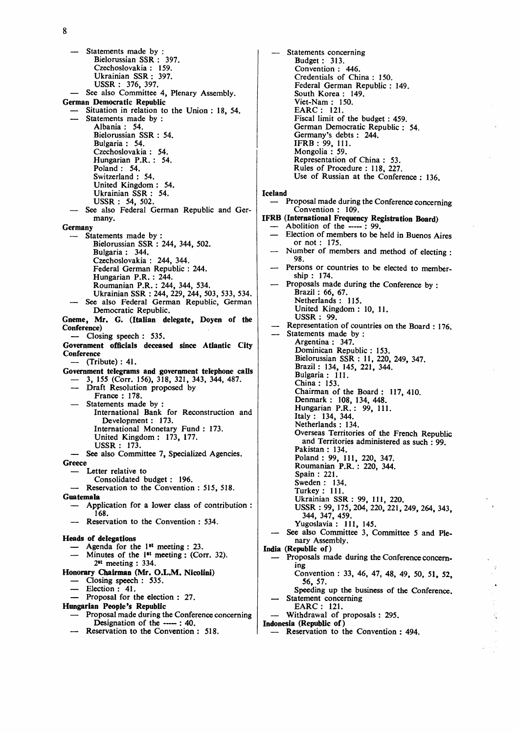— Statements made by :
  - Bielorussian SSR : 397.
  - Czechoslovakia : 159.
  - Ukrainian SSR : 397.
  - USSR : 376, 397.

— See also Committee 4, Plenary Assembly.

**German Democratic Republic**

— Situation in relation to the Union : 18, 54.

— Statements made by :
  - Albania : 54.
  - Bielorussian SSR : 54.
  - Bulgaria : 54.
  - Czechoslovakia : 54.
  - Hungarian P.R. : 54.
  - Poland : 54.
  - Switzerland : 54.
  - United Kingdom : 54.
  - Ukrainian SSR : 54.
  - USSR : 54, 502.

— See also Federal German Republic and Germany.

**Germany**

— Statements made by :
  - Bielorussian SSR : 244, 344, 502.
  - Bulgaria : 344.
  - Czechoslovakia : 244, 344.
  - Federal German Republic : 244.
  - Hungarian P.R. : 244.
  - Roumanian P.R. : 244, 344, 534.
  - Ukrainian SSR : 244, 229, 244, 503, 533, 534.

— See also Federal German Republic, German Democratic Republic.

**Gneme, Mr. G. (Italian delegate, Doyen of the Conference)**

— Closing speech : 535.

**Government officials deceased since Atlantic City Conference**

— (Tribute) : 41.

**Government telegrams and government telephone calls**

— 3, 155 (Corr. 156), 318, 321, 343, 344, 487.

— Draft Resolution proposed by
  - France : 178.

— Statements made by :
  - International Bank for Reconstruction and Development : 173.
  - International Monetary Fund : 173.
  - United Kingdom : 173, 177.
  - USSR : 173.

— See also Committee 7, Specialized Agencies.

**Greece**

— Letter relative to
  - Consolidated budget : 196.

— Reservation to the Convention : 515, 518.

**Guatemala**

— Application for a lower class of contribution : 168.

— Reservation to the Convention : 534.

**Heads of delegations**

— Agenda for the 1st meeting : 23.

— Minutes of the 1st meeting : (Corr. 32).
  - 2st meeting : 334.

**Honorary Chairman (Mr. O.L.M. Nicolini)**

— Closing speech : 535.

— Election : 41.

— Proposal for the election : 27.

**Hungarian People's Republic**

— Proposal made during the Conference concerning
  - Designation of the ----- : 40.

— Reservation to the Convention : 518.

— Statements concerning
  - Budget : 313.
  - Convention : 446.
  - Credentials of China : 150.
  - Federal German Republic : 149.
  - South Korea : 149.
  - Viet-Nam : 150.
  - EARC : 121.
  - Fiscal limit of the budget : 459.
  - German Democratic Republic : 54.
  - Germany's debts : 244.
  - IFRB : 99, 111.
  - Mongolia : 59.
  - Representation of China : 53.
  - Rules of Procedure : 118, 227.
  - Use of Russian at the Conference : 136.

**Iceland**

— Proposal made during the Conference concerning
  - Convention : 109.

**IFRB (International Frequency Registration Board)**

— Abolition of the ----- : 99.

— Election of members to be held in Buenos Aires or not : 175.

— Number of members and method of electing : 98.

— Persons or countries to be elected to membership : 174.

— Proposals made during the Conference by :
  - Brazil : 66, 67.
  - Netherlands : 115.
  - United Kingdom : 10, 11.
  - USSR : 99.

— Representation of countries on the Board : 176.

— Statements made by :
  - Argentina : 347.
  - Dominican Republic : 153.
  - Bielorussian SSR : 11, 220, 249, 347.
  - Brazil : 134, 145, 221, 344.
  - Bulgaria : 111.
  - China : 153.
  - Chairman of the Board : 117, 410.
  - Denmark : 108, 134, 448.
  - Hungarian P.R. : 99, 111.
  - Italy : 134, 344.
  - Netherlands : 134.
  - Overseas Territories of the French Republic and Territories administered as such : 99.
  - Pakistan : 134.
  - Poland : 99, 111, 220, 347.
  - Roumanian P.R. : 220, 344.
  - Spain : 221.
  - Sweden : 134.
  - Turkey : 111.
  - Ukrainian SSR : 99, 111, 220.
  - USSR : 99, 175, 204, 220, 221, 249, 264, 343, 344, 347, 459.
  - Yugoslavia : 111, 145.

— See also Committee 3, Committee 5 and Plenary Assembly.

**India (Republic of)**

— Proposals made during the Conference concerning
  - Convention : 33, 46, 47, 48, 49, 50, 51, 52, 56, 57.
  - Speeding up the business of the Conference.

— Statement concerning
  - EARC : 121.

— Withdrawal of proposals : 295.

**Indonesia (Republic of)**

— Reservation to the Convention : 494.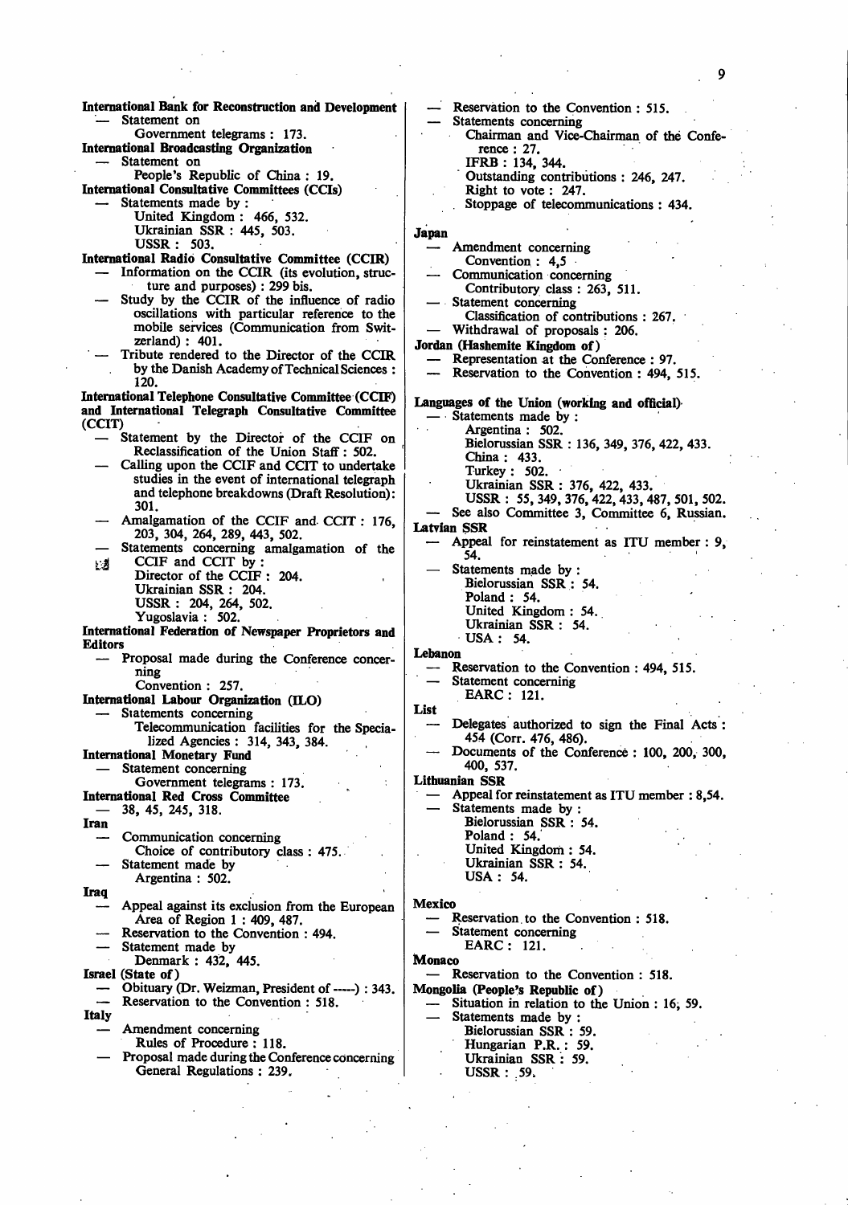**International Bank for Reconstruction and Development**
- Statement on
  - Government telegrams : 173.

**International Broadcasting Organization**
- Statement on
  - People's Republic of China : 19.

**International Consultative Committees (CCIs)**
- Statements made by :
  - United Kingdom : 466, 532.
  - Ukrainian SSR : 445, 503.
  - USSR : 503.

**International Radio Consultative Committee (CCIR)**
- Information on the CCIR (its evolution, structure and purposes) : 299 bis.
- Study by the CCIR of the influence of radio oscillations with particular reference to the mobile services (Communication from Switzerland) : 401.
- Tribute rendered to the Director of the CCIR by the Danish Academy of Technical Sciences : 120.

**International Telephone Consultative Committee (CCIF) and International Telegraph Consultative Committee (CCIT)**
- Statement by the Director of the CCIF on Reclassification of the Union Staff : 502.
- Calling upon the CCIF and CCIT to undertake studies in the event of international telegraph and telephone breakdowns (Draft Resolution): 301.
- Amalgamation of the CCIF and CCIT : 176, 203, 304, 264, 289, 443, 502.
- Statements concerning amalgamation of the CCIF and CCIT by :
  - Director of the CCIF : 204.
  - Ukrainian SSR : 204.
  - USSR : 204, 264, 502.
  - Yugoslavia : 502.

**International Federation of Newspaper Proprietors and Editors**
- Proposal made during the Conference concerning
  - Convention : 257.

**International Labour Organization (ILO)**
- Statements concerning
  - Telecommunication facilities for the Specialized Agencies : 314, 343, 384.

**International Monetary Fund**
- Statement concerning
  - Government telegrams : 173.

**International Red Cross Committee**
- 38, 45, 245, 318.

**Iran**
- Communication concerning
  - Choice of contributory class : 475.
- Statement made by
  - Argentina : 502.

**Iraq**
- Appeal against its exclusion from the European Area of Region 1 : 409, 487.
- Reservation to the Convention : 494.
- Statement made by
  - Denmark : 432, 445.

**Israel (State of)**
- Obituary (Dr. Weizman, President of -----) : 343.
- Reservation to the Convention : 518.

**Italy**
- Amendment concerning
  - Rules of Procedure : 118.
- Proposal made during the Conference concerning
  - General Regulations : 239.
- Reservation to the Convention : 515.
- Statements concerning
  - Chairman and Vice-Chairman of the Conference : 27.
  - IFRB : 134, 344.
  - Outstanding contributions : 246, 247.
  - Right to vote : 247.
  - Stoppage of telecommunications : 434.

**Japan**
- Amendment concerning
  - Convention : 4,5
- Communication concerning
  - Contributory class : 263, 511.
- Statement concerning
  - Classification of contributions : 267.
- Withdrawal of proposals : 206.

**Jordan (Hashemite Kingdom of)**
- Representation at the Conference : 97.
- Reservation to the Convention : 494, 515.

**Languages of the Union (working and official)**
- Statements made by :
  - Argentina : 502.
  - Bielorussian SSR : 136, 349, 376, 422, 433.
  - China : 433.
  - Turkey : 502.
  - Ukrainian SSR : 376, 422, 433.
  - USSR : 55, 349, 376, 422, 433, 487, 501, 502.
- See also Committee 3, Committee 6, Russian.

**Latvian SSR**
- Appeal for reinstatement as ITU member : 9, 54.
- Statements made by :
  - Bielorussian SSR : 54.
  - Poland : 54.
  - United Kingdom : 54.
  - Ukrainian SSR : 54.
  - USA : 54.

**Lebanon**
- Reservation to the Convention : 494, 515.
- Statement concerning
  - EARC : 121.

**List**
- Delegates authorized to sign the Final Acts : 454 (Corr. 476, 486).
- Documents of the Conference : 100, 200, 300, 400, 537.

**Lithuanian SSR**
- Appeal for reinstatement as ITU member : 8,54.
- Statements made by :
  - Bielorussian SSR : 54.
  - Poland : 54.
  - United Kingdom : 54.
  - Ukrainian SSR : 54.
  - USA : 54.

**Mexico**
- Reservation to the Convention : 518.
- Statement concerning
  - EARC : 121.

**Monaco**
- Reservation to the Convention : 518.

**Mongolia (People's Republic of)**
- Situation in relation to the Union : 16, 59.
- Statements made by :
  - Bielorussian SSR : 59.
  - Hungarian P.R. : 59.
  - Ukrainian SSR : 59.
  - USSR : 59.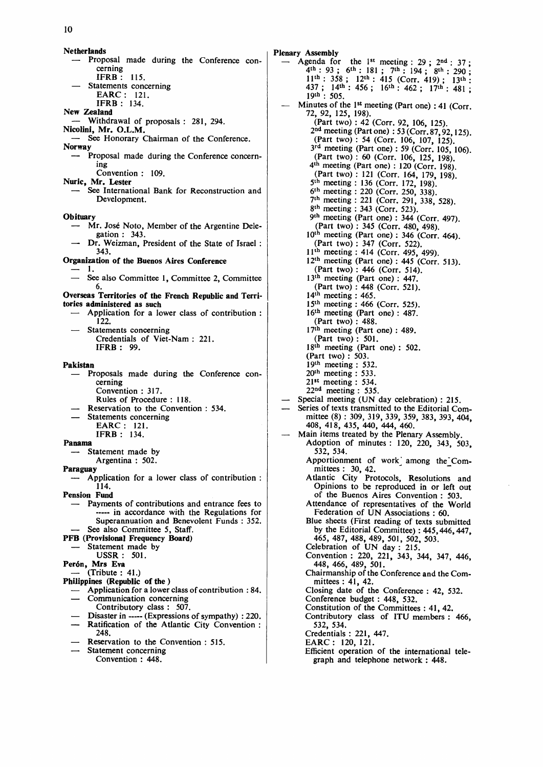**Netherlands**

- Proposal made during the Conference concerning
  - IFRB : 115.
- Statements concerning
  - EARC : 121.
  - IFRB : 134.

**New Zealand**

- Withdrawal of proposals : 281, 294.

**Nicolini, Mr. O.L.M.**

- See Honorary Chairman of the Conference.

**Norway**

- Proposal made during the Conference concerning
  - Convention : 109.

**Nuric, Mr. Lester**

- See International Bank for Reconstruction and Development.

**Obituary**

- Mr. José Noto, Member of the Argentine Delegation : 343.
- Dr. Weizman, President of the State of Israel : 343.

**Organization of the Buenos Aires Conference**

- 1.
- See also Committee 1, Committee 2, Committee 6.

**Overseas Territories of the French Republic and Territories administered as such**

- Application for a lower class of contribution : 122.
- Statements concerning
  - Credentials of Viet-Nam : 221.
  - IFRB : 99.

**Pakistan**

- Proposals made during the Conference concerning
  - Convention : 317.
  - Rules of Procedure : 118.
- Reservation to the Convention : 534.
- Statements concerning
  - EARC : 121.
  - IFRB : 134.

**Panama**

- Statement made by
  - Argentina : 502.

**Paraguay**

- Application for a lower class of contribution : 114.

**Pension Fund**

- Payments of contributions and entrance fees to ----- in accordance with the Regulations for Superannuation and Benevolent Funds : 352.
- See also Committee 5, Staff.

**PFB (Provisional Frequency Board)**

- Statement made by
  - USSR : 501.

**Perón, Mrs Eva**

- (Tribute : 41.)

**Philippines (Republic of the )**

- Application for a lower class of contribution : 84.
- Communication concerning
  - Contributory class : 507.
- Disaster in ----- (Expressions of sympathy) : 220.
- Ratification of the Atlantic City Convention : 248.
- Reservation to the Convention : 515.
- Statement concerning
  - Convention : 448.

**Plenary Assembly**

- Agenda for the 1st meeting : 29 ; 2nd : 37 ; 4th : 93 ; 6th : 181 ; 7th : 194 ; 8th : 290 ; 11th : 358 ; 12th : 415 (Corr. 419) ; 13th : 437 ; 14th : 456 ; 16th : 462 ; 17th : 481 ; 19th : 505.
- Minutes of the 1st meeting (Part one) : 41 (Corr. 72, 92, 125, 198).
  - (Part two) : 42 (Corr. 92, 106, 125).
  - 2nd meeting (Part one) : 53 (Corr. 87, 92, 125).
  - (Part two) : 54 (Corr. 106, 107, 125).
  - 3rd meeting (Part one) : 59 (Corr. 105, 106).
  - (Part two) : 60 (Corr. 106, 125, 198).
  - 4th meeting (Part one) : 120 (Corr. 198).
  - (Part two) : 121 (Corr. 164, 179, 198).
  - 5th meeting : 136 (Corr. 172, 198).
  - 6th meeting : 220 (Corr. 250, 338).
  - 7th meeting : 221 (Corr. 291, 338, 528).
  - 8th meeting : 343 (Corr. 523).
  - 9th meeting (Part one) : 344 (Corr. 497).
  - (Part two) : 345 (Corr. 480, 498).
  - 10th meeting (Part one) : 346 (Corr. 464).
  - (Part two) : 347 (Corr. 522).
  - 11th meeting : 414 (Corr. 495, 499).
  - 12th meeting (Part one) : 445 (Corr. 513).
  - (Part two) : 446 (Corr. 514).
  - 13th meeting (Part one) : 447.
  - (Part two) : 448 (Corr. 521).
  - 14th meeting : 465.
  - 15th meeting : 466 (Corr. 525).
  - 16th meeting (Part one) : 487.
  - (Part two) : 488.
  - 17th meeting (Part one) : 489.
  - (Part two) : 501.
  - 18th meeting (Part one) : 502.
  - (Part two) : 503.
  - 19th meeting : 532.
  - 20th meeting : 533.
  - 21st meeting : 534.
  - 22nd meeting : 535.
- Special meeting (UN day celebration) : 215.
- Series of texts transmitted to the Editorial Committee (8) : 309, 319, 339, 359, 383, 393, 404, 408, 418, 435, 440, 444, 460.
- Main items treated by the Plenary Assembly.
  - Adoption of minutes : 120, 220, 343, 503, 532, 534.
  - Apportionment of work among the Committees : 30, 42.
  - Atlantic City Protocols, Resolutions and Opinions to be reproduced in or left out of the Buenos Aires Convention : 503.
  - Attendance of representatives of the World Federation of UN Associations : 60.
  - Blue sheets (First reading of texts submitted by the Editorial Committee) : 445, 446, 447, 465, 487, 488, 489, 501, 502, 503.
  - Celebration of UN day : 215.
  - Convention : 220, 221, 343, 344, 347, 446, 448, 466, 489, 501.
  - Chairmanship of the Conference and the Committees : 41, 42.
  - Closing date of the Conference : 42, 532.
  - Conference budget : 448, 532.
  - Constitution of the Committees : 41, 42.
  - Contributory class of ITU members : 466, 532, 534.
  - Credentials : 221, 447.
  - EARC : 120, 121.
  - Efficient operation of the international telegraph and telephone network : 448.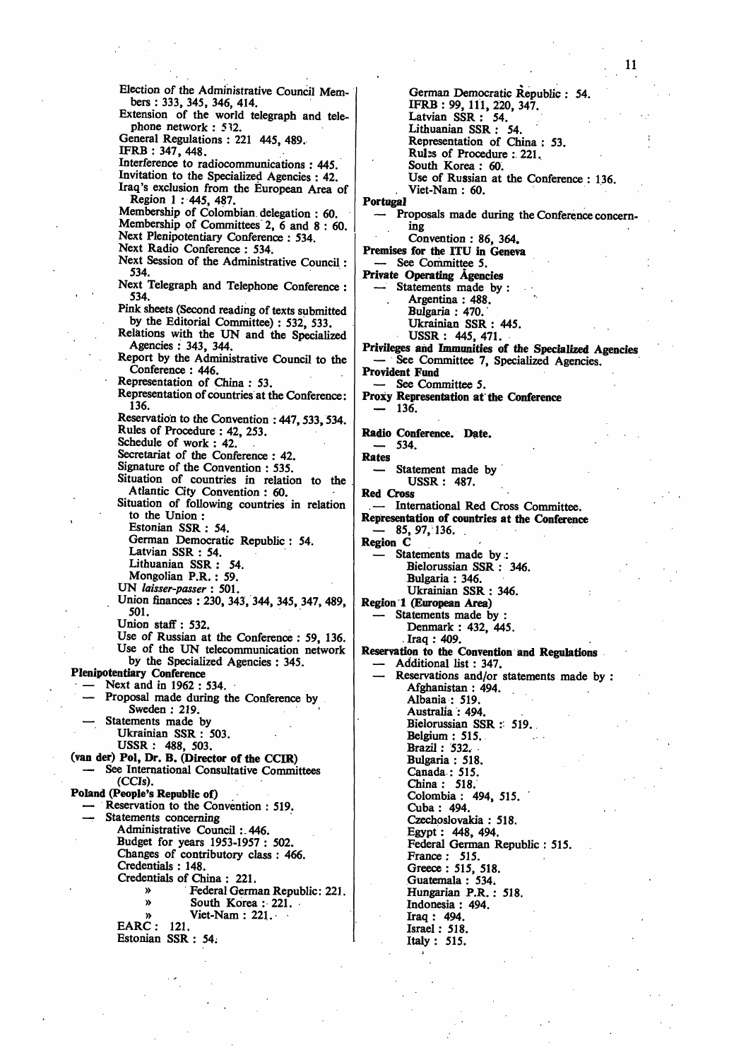Election of the Administrative Council Members : 333, 345, 346, 414.
Extension of the world telegraph and telephone network : 532.
General Regulations : 221 445, 489.
IFRB : 347, 448.
Interference to radiocommunications : 445.
Invitation to the Specialized Agencies : 42.
Iraq's exclusion from the European Area of Region 1 : 445, 487.
Membership of Colombian delegation : 60.
Membership of Committees 2, 6 and 8 : 60.
Next Plenipotentiary Conference : 534.
Next Radio Conference : 534.
Next Session of the Administrative Council : 534.
Next Telegraph and Telephone Conference : 534.
Pink sheets (Second reading of texts submitted by the Editorial Committee) : 532, 533.
Relations with the UN and the Specialized Agencies : 343, 344.
Report by the Administrative Council to the Conference : 446.
Representation of China : 53.
Representation of countries at the Conference: 136.
Reservation to the Convention : 447, 533, 534.
Rules of Procedure : 42, 253.
Schedule of work : 42.
Secretariat of the Conference : 42.
Signature of the Convention : 535.
Situation of countries in relation to the Atlantic City Convention : 60.
Situation of following countries in relation to the Union :
Estonian SSR : 54.
German Democratic Republic : 54.
Latvian SSR : 54.
Lithuanian SSR : 54.
Mongolian P.R. : 59.
UN *laisser-passer* : 501.
Union finances : 230, 343, 344, 345, 347, 489, 501.
Union staff : 532.
Use of Russian at the Conference : 59, 136.
Use of the UN telecommunication network by the Specialized Agencies : 345.

**Plenipotentiary Conference**
— Next and in 1962 : 534.
— Proposal made during the Conference by Sweden : 219.
— Statements made by
Ukrainian SSR : 503.
USSR : 488, 503.

**(van der) Pol, Dr. B. (Director of the CCIR)**
— See International Consultative Committees (CCIs).

**Poland (People's Republic of)**
— Reservation to the Convention : 519.
— Statements concerning
Administrative Council : 446.
Budget for years 1953-1957 : 502.
Changes of contributory class : 466.
Credentials : 148.
Credentials of China : 221.
» Federal German Republic: 221.
» South Korea : 221.
» Viet-Nam : 221.
EARC : 121.
Estonian SSR : 54.
German Democratic Republic : 54.
IFRB : 99, 111, 220, 347.
Latvian SSR : 54.
Lithuanian SSR : 54.
Representation of China : 53.
Rules of Procedure : 221.
South Korea : 60.
Use of Russian at the Conference : 136.
Viet-Nam : 60.

**Portugal**
— Proposals made during the Conference concerning
Convention : 86, 364.

**Premises for the ITU in Geneva**
— See Committee 5.

**Private Operating Agencies**
— Statements made by :
Argentina : 488.
Bulgaria : 470.
Ukrainian SSR : 445.
USSR : 445, 471.

**Privileges and Immunities of the Specialized Agencies**
— See Committee 7, Specialized Agencies.

**Provident Fund**
— See Committee 5.

**Proxy Representation at the Conference**
— 136.

**Radio Conference. Date.**
— 534.

**Rates**
— Statement made by
USSR : 487.

**Red Cross**
— International Red Cross Committee.

**Representation of countries at the Conference**
— 85, 97, 136.

**Region C**
— Statements made by :
Bielorussian SSR : 346.
Bulgaria : 346.
Ukrainian SSR : 346.

**Region 1 (European Area)**
— Statements made by :
Denmark : 432, 445.
Iraq : 409.

**Reservation to the Convention and Regulations**
— Additional list : 347.
— Reservations and/or statements made by :
Afghanistan : 494.
Albania : 519.
Australia : 494.
Bielorussian SSR : 519.
Belgium : 515.
Brazil : 532.
Bulgaria : 518.
Canada : 515.
China : 518.
Colombia : 494, 515.
Cuba : 494.
Czechoslovakia : 518.
Egypt : 448, 494.
Federal German Republic : 515.
France : 515.
Greece : 515, 518.
Guatemala : 534.
Hungarian P.R. : 518.
Indonesia : 494.
Iraq : 494.
Israel : 518.
Italy : 515.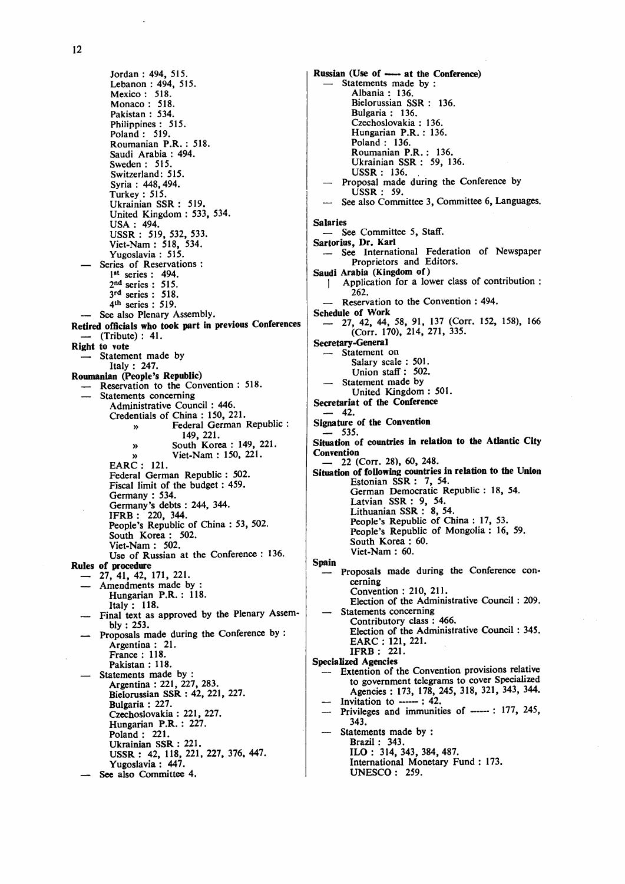Jordan : 494, 515.
Lebanon : 494, 515.
Mexico : 518.
Monaco : 518.
Pakistan : 534.
Philippines : 515.
Poland : 519.
Roumanian P.R. : 518.
Saudi Arabia : 494.
Sweden : 515.
Switzerland: 515.
Syria : 448, 494.
Turkey : 515.
Ukrainian SSR : 519.
United Kingdom : 533, 534.
USA : 494.
USSR : 519, 532, 533.
Viet-Nam : 518, 534.
Yugoslavia : 515.

— Series of Reservations :
1st series : 494.
2nd series : 515.
3rd series : 518.
4th series : 519.

— See also Plenary Assembly.

**Retired officials who took part in previous Conferences**
— (Tribute) : 41.

**Right to vote**
— Statement made by
Italy : 247.

**Roumanian (People's Republic)**
— Reservation to the Convention : 518.
— Statements concerning
Administrative Council : 446.
Credentials of China : 150, 221.
» Federal German Republic : 149, 221.
» South Korea : 149, 221.
» Viet-Nam : 150, 221.
EARC : 121.
Federal German Republic : 502.
Fiscal limit of the budget : 459.
Germany : 534.
Germany's debts : 244, 344.
IFRB : 220, 344.
People's Republic of China : 53, 502.
South Korea : 502.
Viet-Nam : 502.
Use of Russian at the Conference : 136.

**Rules of procedure**
— 27, 41, 42, 171, 221.
— Amendments made by :
Hungarian P.R. : 118.
Italy : 118.
— Final text as approved by the Plenary Assembly : 253.
— Proposals made during the Conference by :
Argentina : 21.
France : 118.
Pakistan : 118.
— Statements made by :
Argentina : 221, 227, 283.
Bielorussian SSR : 42, 221, 227.
Bulgaria : 227.
Czechoslovakia : 221, 227.
Hungarian P.R. : 227.
Poland : 221.
Ukrainian SSR : 221.
USSR : 42, 118, 221, 227, 376, 447.
Yugoslavia : 447.
— See also Committee 4.

**Russian (Use of —— at the Conference)**
— Statements made by :
Albania : 136.
Bielorussian SSR : 136.
Bulgaria : 136.
Czechoslovakia : 136.
Hungarian P.R. : 136.
Poland : 136.
Roumanian P.R. : 136.
Ukrainian SSR : 59, 136.
USSR : 136.
— Proposal made during the Conference by
USSR : 59.
— See also Committee 3, Committee 6, Languages.

**Salaries**
— See Committee 5, Staff.

**Sartorius, Dr. Karl**
— See International Federation of Newspaper Proprietors and Editors.

**Saudi Arabia (Kingdom of)**
| Application for a lower class of contribution : 262.
— Reservation to the Convention : 494.

**Schedule of Work**
— 27, 42, 44, 58, 91, 137 (Corr. 152, 158), 166 (Corr. 170), 214, 271, 335.

**Secretary-General**
— Statement on
Salary scale : 501.
Union staff : 502.
— Statement made by
United Kingdom : 501.

**Secretariat of the Conference**
— 42.

**Signature of the Convention**
— 535.

**Situation of countries in relation to the Atlantic City Convention**
— 22 (Corr. 28), 60, 248.

**Situation of following countries in relation to the Union**
Estonian SSR : 7, 54.
German Democratic Republic : 18, 54.
Latvian SSR : 9, 54.
Lithuanian SSR : 8, 54.
People's Republic of China : 17, 53.
People's Republic of Mongolia : 16, 59.
South Korea : 60.
Viet-Nam : 60.

**Spain**
— Proposals made during the Conference concerning
Convention : 210, 211.
Election of the Administrative Council : 209.
— Statements concerning
Contributory class : 466.
Election of the Administrative Council : 345.
EARC : 121, 221.
IFRB : 221.

**Specialized Agencies**
— Extention of the Convention provisions relative to government telegrams to cover Specialized Agencies : 173, 178, 245, 318, 321, 343, 344.
— Invitation to —— : 42.
— Privileges and immunities of —— : 177, 245, 343.
— Statements made by :
Brazil : 343.
ILO : 314, 343, 384, 487.
International Monetary Fund : 173.
UNESCO : 259.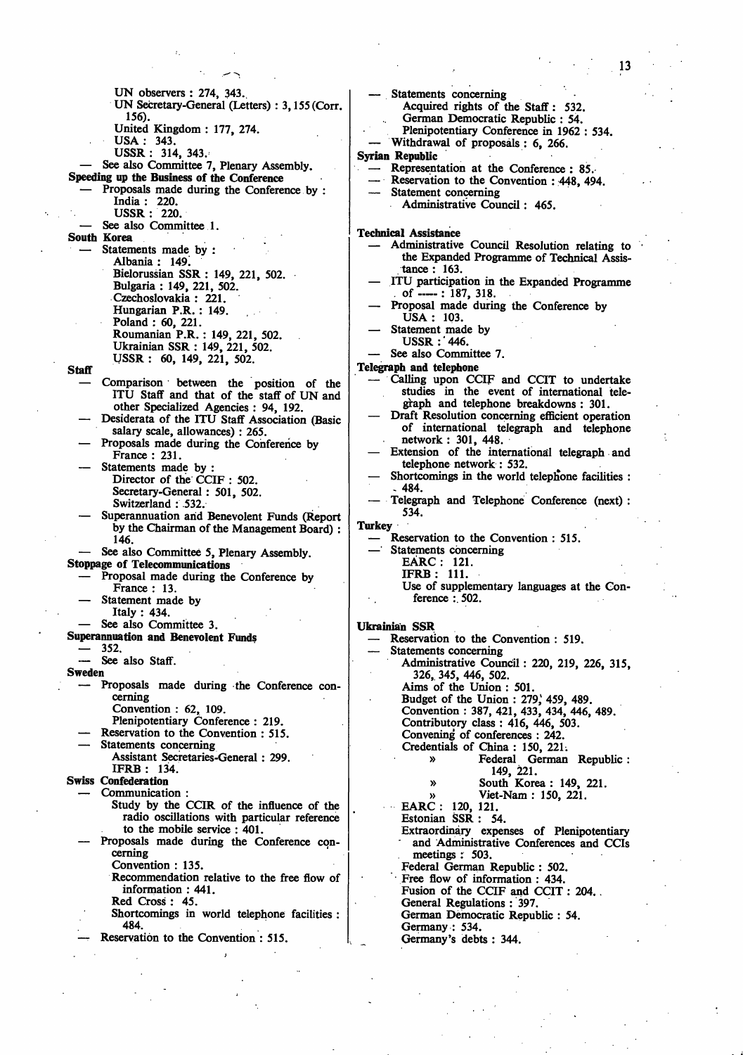UN observers : 274, 343.
UN Secretary-General (Letters) : 3, 155 (Corr. 156).
United Kingdom : 177, 274.
USA : 343.
USSR : 314, 343.

— See also Committee 7, Plenary Assembly.

**Speeding up the Business of the Conference**

— Proposals made during the Conference by :
India : 220.
USSR : 220.

— See also Committee 1.

**South Korea**

— Statements made by :
Albania : 149.
Bielorussian SSR : 149, 221, 502.
Bulgaria : 149, 221, 502.
Czechoslovakia : 221.
Hungarian P.R. : 149.
Poland : 60, 221.
Roumanian P.R. : 149, 221, 502.
Ukrainian SSR : 149, 221, 502.
USSR : 60, 149, 221, 502.

**Staff**

— Comparison between the position of the ITU Staff and that of the staff of UN and other Specialized Agencies : 94, 192.

— Desiderata of the ITU Staff Association (Basic salary scale, allowances) : 265.

— Proposals made during the Conference by
France : 231.

— Statements made by :
Director of the CCIF : 502.
Secretary-General : 501, 502.
Switzerland : 532.

— Superannuation and Benevolent Funds (Report by the Chairman of the Management Board) : 146.

— See also Committee 5, Plenary Assembly.

**Stoppage of Telecommunications**

— Proposal made during the Conference by
France : 13.

— Statement made by
Italy : 434.

— See also Committee 3.

**Superannuation and Benevolent Funds**

— 352.

— See also Staff.

**Sweden**

— Proposals made during the Conference concerning
Convention : 62, 109.
Plenipotentiary Conference : 219.

— Reservation to the Convention : 515.

— Statements concerning
Assistant Secretaries-General : 299.
IFRB : 134.

**Swiss Confederation**

— Communication :
Study by the CCIR of the influence of the radio oscillations with particular reference to the mobile service : 401.

— Proposals made during the Conference concerning
Convention : 135.
Recommendation relative to the free flow of information : 441.
Red Cross : 45.
Shortcomings in world telephone facilities : 484.

— Reservation to the Convention : 515.

— Statements concerning
Acquired rights of the Staff : 532.
German Democratic Republic : 54.
Plenipotentiary Conference in 1962 : 534.

— Withdrawal of proposals : 6, 266.

**Syrian Republic**

— Representation at the Conference : 85.

— Reservation to the Convention : 448, 494.

— Statement concerning
Administrative Council : 465.

**Technical Assistance**

— Administrative Council Resolution relating to the Expanded Programme of Technical Assistance : 163.

— ITU participation in the Expanded Programme of ----- : 187, 318.

— Proposal made during the Conference by
USA : 103.

— Statement made by
USSR : 446.

— See also Committee 7.

**Telegraph and telephone**

— Calling upon CCIF and CCIT to undertake studies in the event of international telegraph and telephone breakdowns : 301.

— Draft Resolution concerning efficient operation of international telegraph and telephone network : 301, 448.

— Extension of the international telegraph and telephone network : 532.

— Shortcomings in the world telephone facilities : 484.

— Telegraph and Telephone Conference (next) : 534.

**Turkey**

— Reservation to the Convention : 515.

— Statements concerning
EARC : 121.
IFRB : 111.
Use of supplementary languages at the Conference : 502.

**Ukrainian SSR**

— Reservation to the Convention : 519.

— Statements concerning
Administrative Council : 220, 219, 226, 315, 326, 345, 446, 502.
Aims of the Union : 501.
Budget of the Union : 279, 459, 489.
Convention : 387, 421, 433, 434, 446, 489.
Contributory class : 416, 446, 503.
Convening of conferences : 242.
Credentials of China : 150, 221.
» Federal German Republic : 149, 221.
» South Korea : 149, 221.
» Viet-Nam : 150, 221.
EARC : 120, 121.
Estonian SSR : 54.
Extraordinary expenses of Plenipotentiary and Administrative Conferences and CCIs meetings : 503.
Federal German Republic : 502.
Free flow of information : 434.
Fusion of the CCIF and CCIT : 204.
General Regulations : 397.
German Democratic Republic : 54.
Germany : 534.
Germany's debts : 344.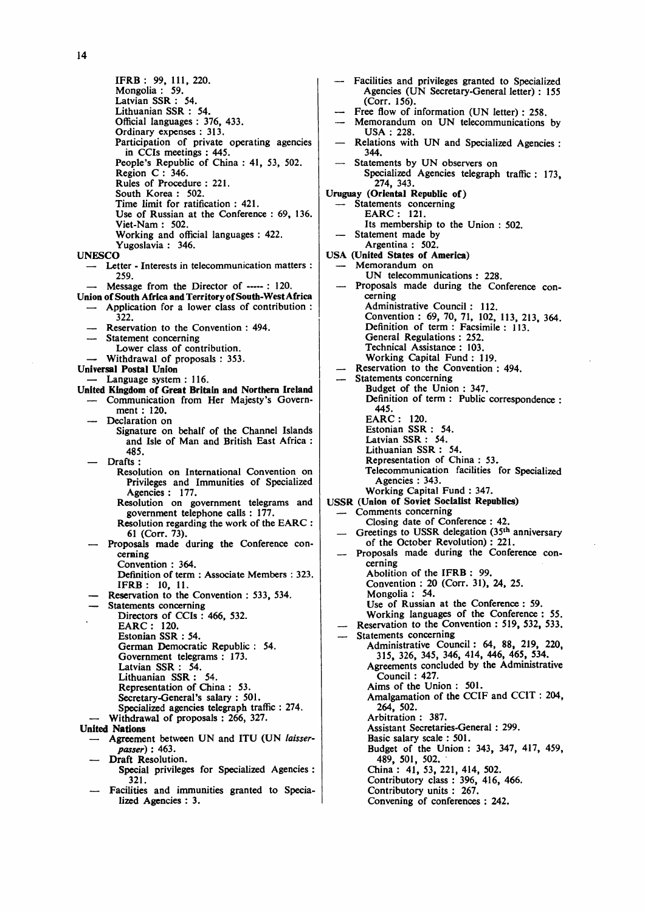IFRB : 99, 111, 220.
Mongolia : 59.
Latvian SSR : 54.
Lithuanian SSR : 54.
Official languages : 376, 433.
Ordinary expenses : 313.
Participation of private operating agencies in CCIs meetings : 445.
People's Republic of China : 41, 53, 502.
Region C : 346.
Rules of Procedure : 221.
South Korea : 502.
Time limit for ratification : 421.
Use of Russian at the Conference : 69, 136.
Viet-Nam : 502.
Working and official languages : 422.
Yugoslavia : 346.

**UNESCO**
- Letter - Interests in telecommunication matters : 259.
- Message from the Director of ----- : 120.

**Union of South Africa and Territory of South-West Africa**
- Application for a lower class of contribution : 322.
- Reservation to the Convention : 494.
- Statement concerning
  Lower class of contribution.
- Withdrawal of proposals : 353.

**Universal Postal Union**
- Language system : 116.

**United Kingdom of Great Britain and Northern Ireland**
- Communication from Her Majesty's Government : 120.
- Declaration on
  Signature on behalf of the Channel Islands and Isle of Man and British East Africa : 485.
- Drafts :
  Resolution on International Convention on Privileges and Immunities of Specialized Agencies : 177.
  Resolution on government telegrams and government telephone calls : 177.
  Resolution regarding the work of the EARC : 61 (Corr. 73).
- Proposals made during the Conference concerning
  Convention : 364.
  Definition of term : Associate Members : 323.
  IFRB : 10, 11.
- Reservation to the Convention : 533, 534.
- Statements concerning
  Directors of CCIs : 466, 532.
  EARC : 120.
  Estonian SSR : 54.
  German Democratic Republic : 54.
  Government telegrams : 173.
  Latvian SSR : 54.
  Lithuanian SSR : 54.
  Representation of China : 53.
  Secretary-General's salary : 501.
  Specialized agencies telegraph traffic : 274.
- Withdrawal of proposals : 266, 327.

**United Nations**
- Agreement between UN and ITU (UN *laisser-passer*) : 463.
- Draft Resolution.
  Special privileges for Specialized Agencies : 321.
- Facilities and immunities granted to Specialized Agencies : 3.
- Facilities and privileges granted to Specialized Agencies (UN Secretary-General letter) : 155 (Corr. 156).
- Free flow of information (UN letter) : 258.
- Memorandum on UN telecommunications by USA : 228.
- Relations with UN and Specialized Agencies : 344.
- Statements by UN observers on
  Specialized Agencies telegraph traffic : 173, 274, 343.

**Uruguay (Oriental Republic of)**
- Statements concerning
  EARC : 121.
  Its membership to the Union : 502.
- Statement made by
  Argentina : 502.

**USA (United States of America)**
- Memorandum on
  UN telecommunications : 228.
- Proposals made during the Conference concerning
  Administrative Council : 112.
  Convention : 69, 70, 71, 102, 113, 213, 364.
  Definition of term : Facsimile : 113.
  General Regulations : 252.
  Technical Assistance : 103.
  Working Capital Fund : 119.
- Reservation to the Convention : 494.
- Statements concerning
  Budget of the Union : 347.
  Definition of term : Public correspondence : 445.
  EARC : 120.
  Estonian SSR : 54.
  Latvian SSR : 54.
  Lithuanian SSR : 54.
  Representation of China : 53.
  Telecommunication facilities for Specialized Agencies : 343.
  Working Capital Fund : 347.

**USSR (Union of Soviet Socialist Republics)**
- Comments concerning
  Closing date of Conference : 42.
- Greetings to USSR delegation (35th anniversary of the October Revolution) : 221.
- Proposals made during the Conference concerning
  Abolition of the IFRB : 99.
  Convention : 20 (Corr. 31), 24, 25.
  Mongolia : 54.
  Use of Russian at the Conference : 59.
  Working languages of the Conference : 55.
- Reservation to the Convention : 519, 532, 533.
- Statements concerning
  Administrative Council : 64, 88, 219, 220, 315, 326, 345, 346, 414, 446, 465, 534.
  Agreements concluded by the Administrative Council : 427.
  Aims of the Union : 501.
  Amalgamation of the CCIF and CCIT : 204, 264, 502.
  Arbitration : 387.
  Assistant Secretaries-General : 299.
  Basic salary scale : 501.
  Budget of the Union : 343, 347, 417, 459, 489, 501, 502.
  China : 41, 53, 221, 414, 502.
  Contributory class : 396, 416, 466.
  Contributory units : 267.
  Convening of conferences : 242.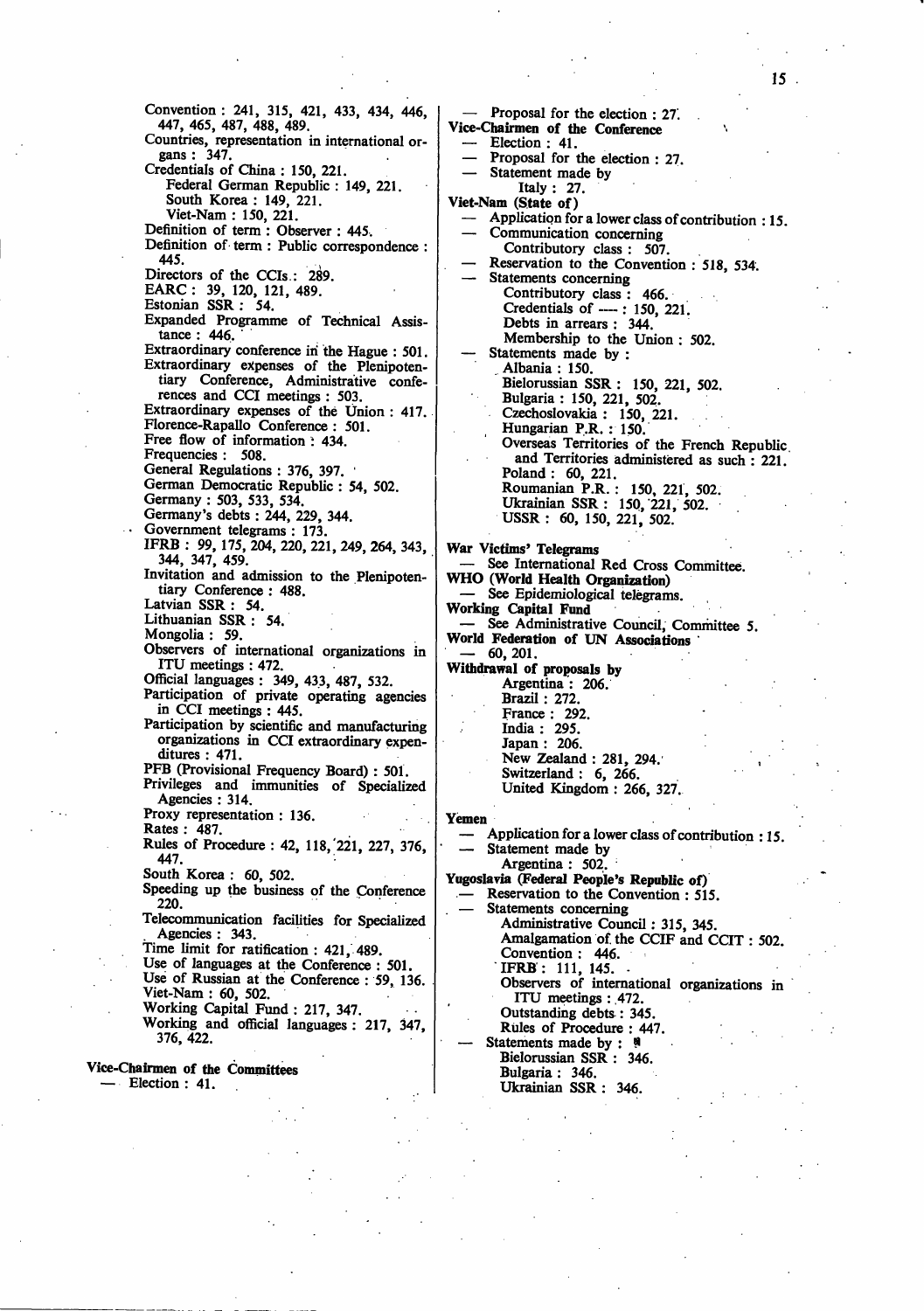Convention : 241, 315, 421, 433, 434, 446, 447, 465, 487, 488, 489.
Countries, representation in international organs : 347.
Credentials of China : 150, 221.
  Federal German Republic : 149, 221.
  South Korea : 149, 221.
  Viet-Nam : 150, 221.
Definition of term : Observer : 445.
Definition of term : Public correspondence : 445.
Directors of the CCIs : 289.
EARC : 39, 120, 121, 489.
Estonian SSR : 54.
Expanded Programme of Technical Assistance : 446.
Extraordinary conference in the Hague : 501.
Extraordinary expenses of the Plenipotentiary Conference, Administrative conferences and CCI meetings : 503.
Extraordinary expenses of the Union : 417.
Florence-Rapallo Conference : 501.
Free flow of information : 434.
Frequencies : 508.
General Regulations : 376, 397.
German Democratic Republic : 54, 502.
Germany : 503, 533, 534.
Germany's debts : 244, 229, 344.
Government telegrams : 173.
IFRB : 99, 175, 204, 220, 221, 249, 264, 343, 344, 347, 459.
Invitation and admission to the Plenipotentiary Conference : 488.
Latvian SSR : 54.
Lithuanian SSR : 54.
Mongolia : 59.
Observers of international organizations in ITU meetings : 472.
Official languages : 349, 433, 487, 532.
Participation of private operating agencies in CCI meetings : 445.
Participation by scientific and manufacturing organizations in CCI extraordinary expenditures : 471.
PFB (Provisional Frequency Board) : 501.
Privileges and immunities of Specialized Agencies : 314.
Proxy representation : 136.
Rates : 487.
Rules of Procedure : 42, 118, 221, 227, 376, 447.
South Korea : 60, 502.
Speeding up the business of the Conference 220.
Telecommunication facilities for Specialized Agencies : 343.
Time limit for ratification : 421, 489.
Use of languages at the Conference : 501.
Use of Russian at the Conference : 59, 136.
Viet-Nam : 60, 502.
Working Capital Fund : 217, 347.
Working and official languages : 217, 347, 376, 422.

**Vice-Chairmen of the Committees**
— Election : 41.
— Proposal for the election : 27.

**Vice-Chairmen of the Conference**
— Election : 41.
— Proposal for the election : 27.
— Statement made by
  Italy : 27.

**Viet-Nam (State of)**
— Application for a lower class of contribution : 15.
— Communication concerning
  Contributory class : 507.
— Reservation to the Convention : 518, 534.
— Statements concerning
  Contributory class : 466.
  Credentials of —— : 150, 221.
  Debts in arrears : 344.
  Membership to the Union : 502.
— Statements made by :
  Albania : 150.
  Bielorussian SSR : 150, 221, 502.
  Bulgaria : 150, 221, 502.
  Czechoslovakia : 150, 221.
  Hungarian P.R. : 150.
  Overseas Territories of the French Republic and Territories administered as such : 221.
  Poland : 60, 221.
  Roumanian P.R. : 150, 221, 502.
  Ukrainian SSR : 150, 221, 502.
  USSR : 60, 150, 221, 502.

**War Victims' Telegrams**
— See International Red Cross Committee.

**WHO (World Health Organization)**
— See Epidemiological telegrams.

**Working Capital Fund**
— See Administrative Council, Committee 5.

**World Federation of UN Associations**
— 60, 201.

**Withdrawal of proposals by**
  Argentina : 206.
  Brazil : 272.
  France : 292.
  India : 295.
  Japan : 206.
  New Zealand : 281, 294.
  Switzerland : 6, 266.
  United Kingdom : 266, 327.

**Yemen**
— Application for a lower class of contribution : 15.
— Statement made by
  Argentina : 502.

**Yugoslavia (Federal People's Republic of)**
— Reservation to the Convention : 515.
— Statements concerning
  Administrative Council : 315, 345.
  Amalgamation of the CCIF and CCIT : 502.
  Convention : 446.
  IFRB : 111, 145.
  Observers of international organizations in ITU meetings : 472.
  Outstanding debts : 345.
  Rules of Procedure : 447.
— Statements made by :
  Bielorussian SSR : 346.
  Bulgaria : 346.
  Ukrainian SSR : 346.